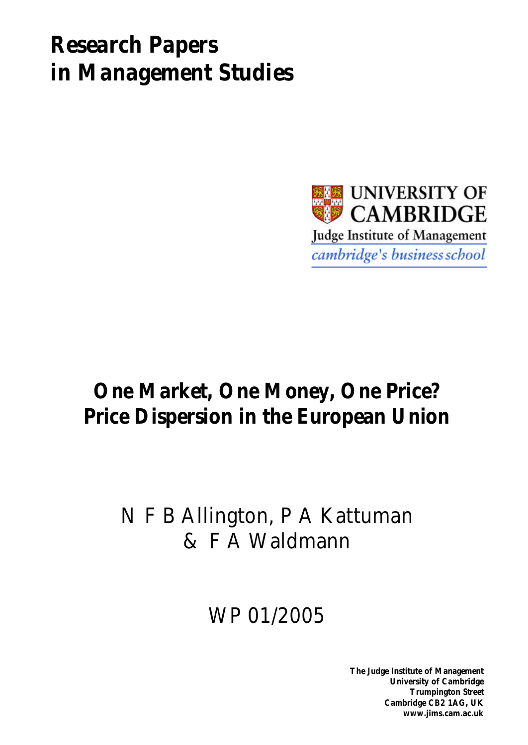# Research Papers in Management Studies

UNIVERSITY OF CAMBRIDGE
Judge Institute of Management
*cambridge's business school*

## One Market, One Money, One Price? Price Dispersion in the European Union

N F B Allington, P A Kattuman & F A Waldmann

WP 01/2005

**The Judge Institute of Management**
**University of Cambridge**
**Trumpington Street**
**Cambridge CB2 1AG, UK**
**www.jims.cam.ac.uk**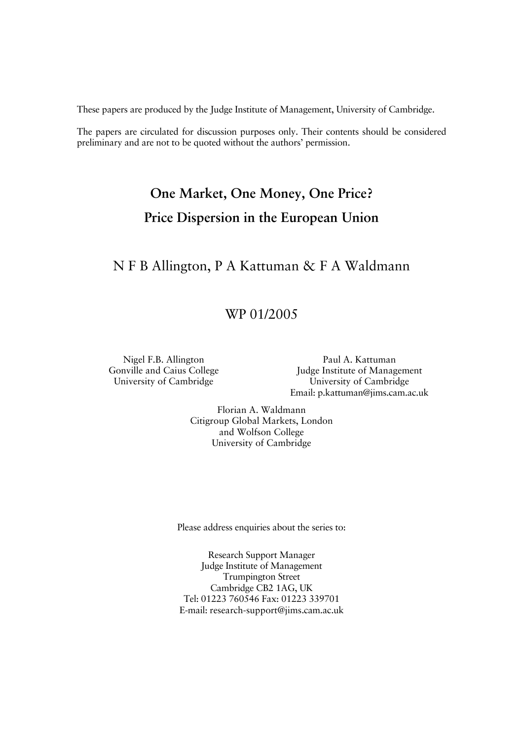These papers are produced by the Judge Institute of Management, University of Cambridge.

The papers are circulated for discussion purposes only. Their contents should be considered preliminary and are not to be quoted without the authors' permission.

# One Market, One Money, One Price?
# Price Dispersion in the European Union

N F B Allington, P A Kattuman & F A Waldmann

WP 01/2005

Nigel F.B. Allington
Gonville and Caius College
University of Cambridge

Paul A. Kattuman
Judge Institute of Management
University of Cambridge
Email: p.kattuman@jims.cam.ac.uk

Florian A. Waldmann
Citigroup Global Markets, London
and Wolfson College
University of Cambridge

Please address enquiries about the series to:

Research Support Manager
Judge Institute of Management
Trumpington Street
Cambridge CB2 1AG, UK
Tel: 01223 760546 Fax: 01223 339701
E-mail: research-support@jims.cam.ac.uk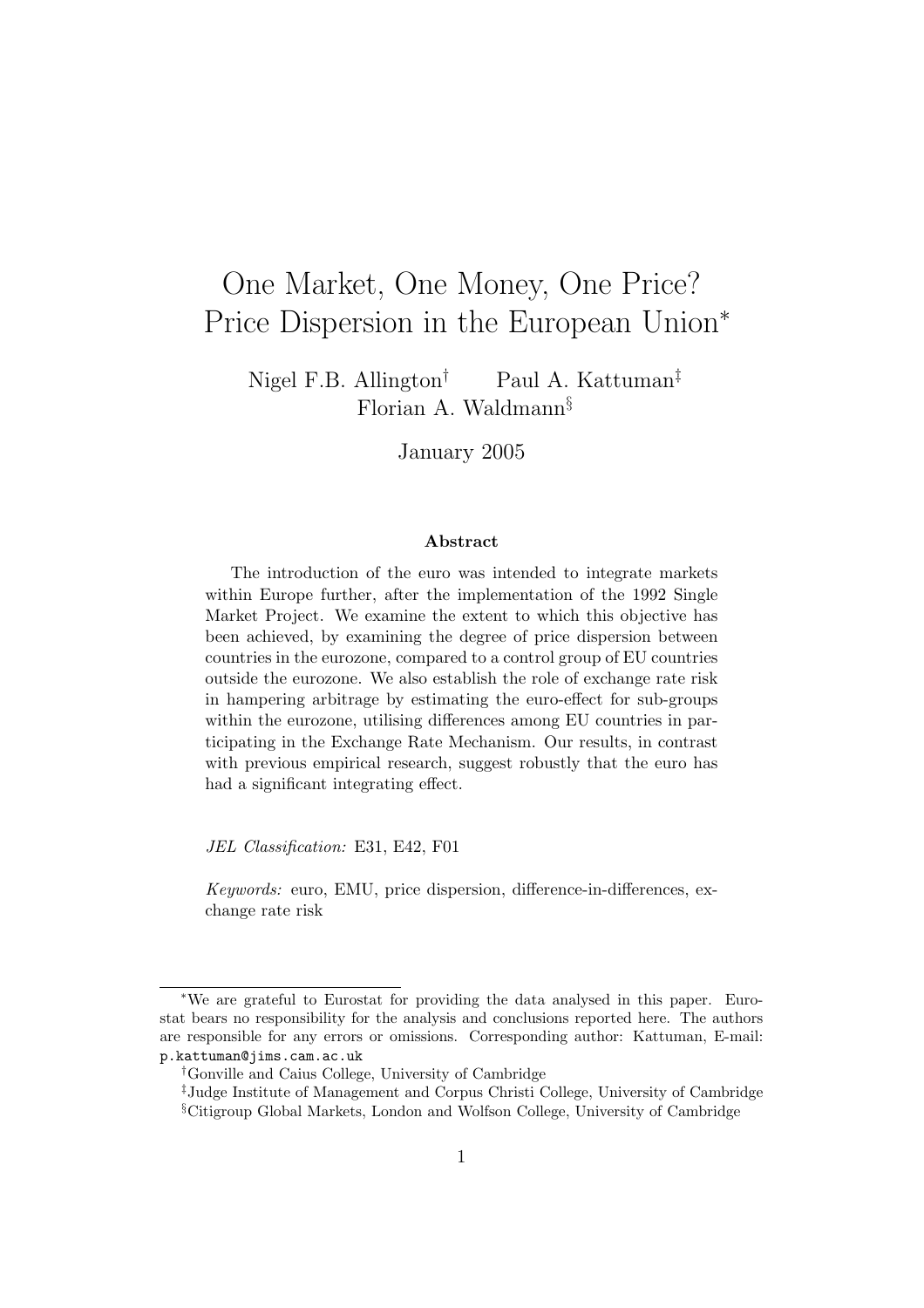# One Market, One Money, One Price? Price Dispersion in the European Union*

Nigel F.B. Allington[†] Paul A. Kattuman[‡]
Florian A. Waldmann[§]

January 2005

### Abstract

The introduction of the euro was intended to integrate markets within Europe further, after the implementation of the 1992 Single Market Project. We examine the extent to which this objective has been achieved, by examining the degree of price dispersion between countries in the eurozone, compared to a control group of EU countries outside the eurozone. We also establish the role of exchange rate risk in hampering arbitrage by estimating the euro-effect for sub-groups within the eurozone, utilising differences among EU countries in participating in the Exchange Rate Mechanism. Our results, in contrast with previous empirical research, suggest robustly that the euro has had a significant integrating effect.

*JEL Classification:* E31, E42, F01

*Keywords:* euro, EMU, price dispersion, difference-in-differences, exchange rate risk

---

*We are grateful to Eurostat for providing the data analysed in this paper. Eurostat bears no responsibility for the analysis and conclusions reported here. The authors are responsible for any errors or omissions. Corresponding author: Kattuman, E-mail: p.kattuman@jims.cam.ac.uk

[†]Gonville and Caius College, University of Cambridge

[‡]Judge Institute of Management and Corpus Christi College, University of Cambridge

[§]Citigroup Global Markets, London and Wolfson College, University of Cambridge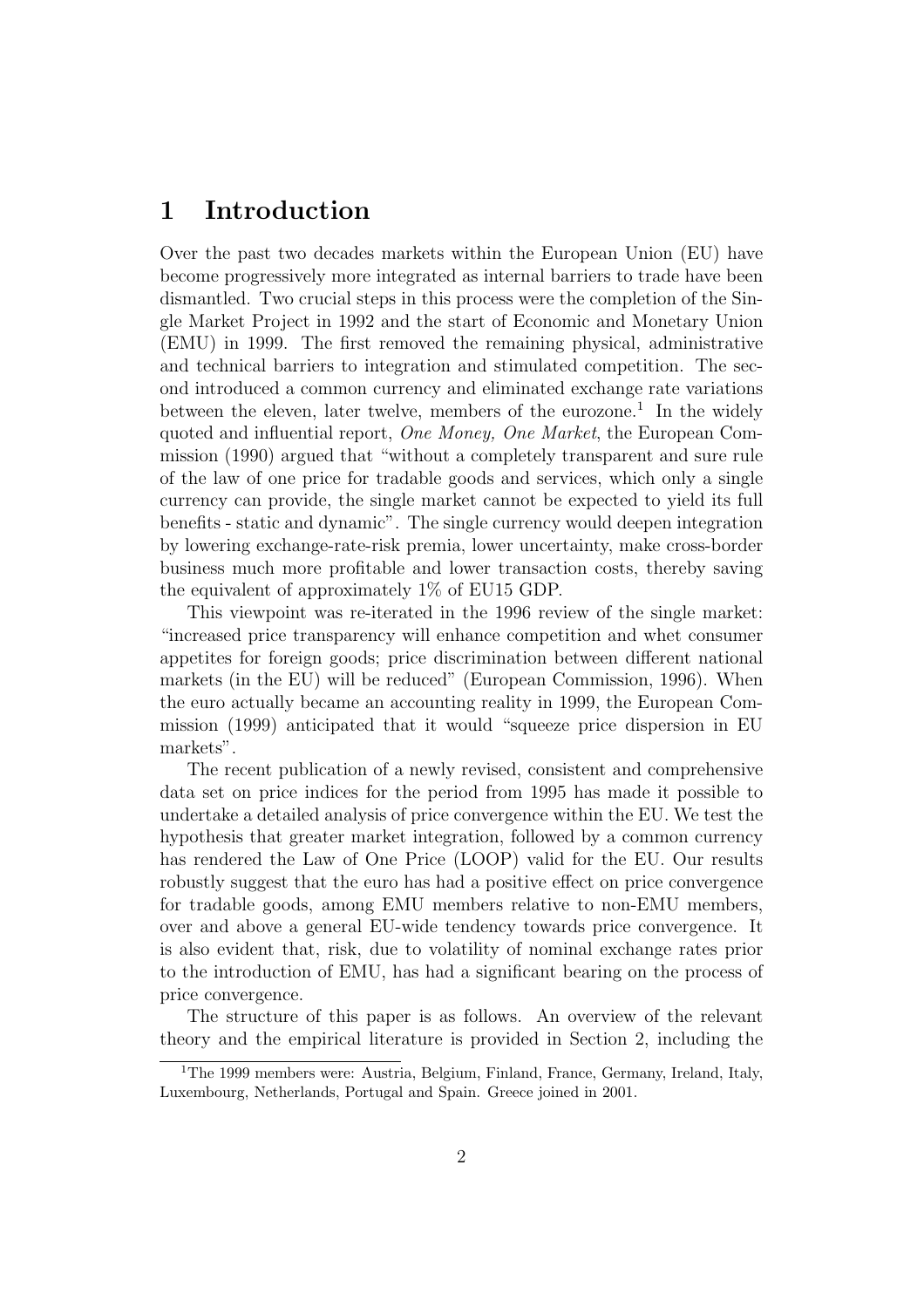# 1 Introduction

Over the past two decades markets within the European Union (EU) have become progressively more integrated as internal barriers to trade have been dismantled. Two crucial steps in this process were the completion of the Single Market Project in 1992 and the start of Economic and Monetary Union (EMU) in 1999. The first removed the remaining physical, administrative and technical barriers to integration and stimulated competition. The second introduced a common currency and eliminated exchange rate variations between the eleven, later twelve, members of the eurozone.[1] In the widely quoted and influential report, *One Money, One Market*, the European Commission (1990) argued that "without a completely transparent and sure rule of the law of one price for tradable goods and services, which only a single currency can provide, the single market cannot be expected to yield its full benefits - static and dynamic". The single currency would deepen integration by lowering exchange-rate-risk premia, lower uncertainty, make cross-border business much more profitable and lower transaction costs, thereby saving the equivalent of approximately 1% of EU15 GDP.

This viewpoint was re-iterated in the 1996 review of the single market: "increased price transparency will enhance competition and whet consumer appetites for foreign goods; price discrimination between different national markets (in the EU) will be reduced" (European Commission, 1996). When the euro actually became an accounting reality in 1999, the European Commission (1999) anticipated that it would "squeeze price dispersion in EU markets".

The recent publication of a newly revised, consistent and comprehensive data set on price indices for the period from 1995 has made it possible to undertake a detailed analysis of price convergence within the EU. We test the hypothesis that greater market integration, followed by a common currency has rendered the Law of One Price (LOOP) valid for the EU. Our results robustly suggest that the euro has had a positive effect on price convergence for tradable goods, among EMU members relative to non-EMU members, over and above a general EU-wide tendency towards price convergence. It is also evident that, risk, due to volatility of nominal exchange rates prior to the introduction of EMU, has had a significant bearing on the process of price convergence.

The structure of this paper is as follows. An overview of the relevant theory and the empirical literature is provided in Section 2, including the

[1] The 1999 members were: Austria, Belgium, Finland, France, Germany, Ireland, Italy, Luxembourg, Netherlands, Portugal and Spain. Greece joined in 2001.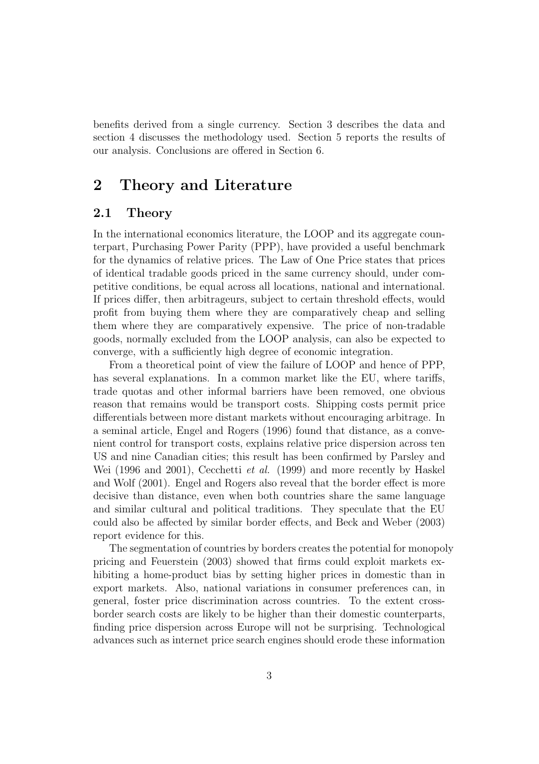benefits derived from a single currency. Section 3 describes the data and section 4 discusses the methodology used. Section 5 reports the results of our analysis. Conclusions are offered in Section 6.

# 2 Theory and Literature

## 2.1 Theory

In the international economics literature, the LOOP and its aggregate counterpart, Purchasing Power Parity (PPP), have provided a useful benchmark for the dynamics of relative prices. The Law of One Price states that prices of identical tradable goods priced in the same currency should, under competitive conditions, be equal across all locations, national and international. If prices differ, then arbitrageurs, subject to certain threshold effects, would profit from buying them where they are comparatively cheap and selling them where they are comparatively expensive. The price of non-tradable goods, normally excluded from the LOOP analysis, can also be expected to converge, with a sufficiently high degree of economic integration.

From a theoretical point of view the failure of LOOP and hence of PPP, has several explanations. In a common market like the EU, where tariffs, trade quotas and other informal barriers have been removed, one obvious reason that remains would be transport costs. Shipping costs permit price differentials between more distant markets without encouraging arbitrage. In a seminal article, Engel and Rogers (1996) found that distance, as a convenient control for transport costs, explains relative price dispersion across ten US and nine Canadian cities; this result has been confirmed by Parsley and Wei (1996 and 2001), Cecchetti *et al.* (1999) and more recently by Haskel and Wolf (2001). Engel and Rogers also reveal that the border effect is more decisive than distance, even when both countries share the same language and similar cultural and political traditions. They speculate that the EU could also be affected by similar border effects, and Beck and Weber (2003) report evidence for this.

The segmentation of countries by borders creates the potential for monopoly pricing and Feuerstein (2003) showed that firms could exploit markets exhibiting a home-product bias by setting higher prices in domestic than in export markets. Also, national variations in consumer preferences can, in general, foster price discrimination across countries. To the extent cross-border search costs are likely to be higher than their domestic counterparts, finding price dispersion across Europe will not be surprising. Technological advances such as internet price search engines should erode these information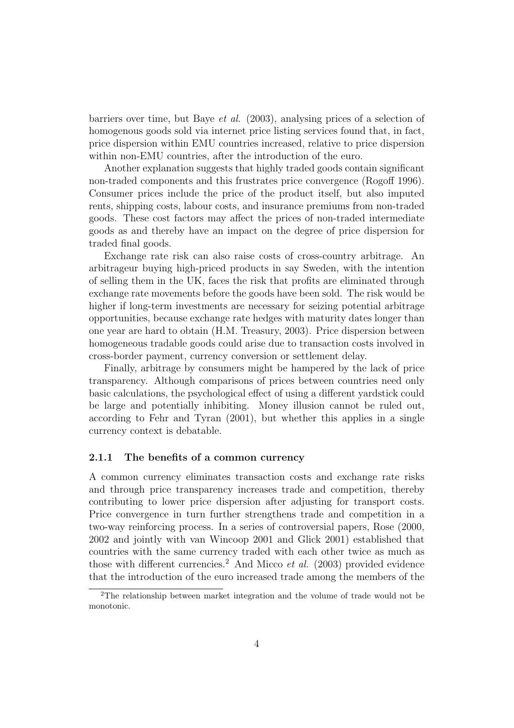barriers over time, but Baye *et al.* (2003), analysing prices of a selection of homogenous goods sold via internet price listing services found that, in fact, price dispersion within EMU countries increased, relative to price dispersion within non-EMU countries, after the introduction of the euro.

Another explanation suggests that highly traded goods contain significant non-traded components and this frustrates price convergence (Rogoff 1996). Consumer prices include the price of the product itself, but also imputed rents, shipping costs, labour costs, and insurance premiums from non-traded goods. These cost factors may affect the prices of non-traded intermediate goods as and thereby have an impact on the degree of price dispersion for traded final goods.

Exchange rate risk can also raise costs of cross-country arbitrage. An arbitrageur buying high-priced products in say Sweden, with the intention of selling them in the UK, faces the risk that profits are eliminated through exchange rate movements before the goods have been sold. The risk would be higher if long-term investments are necessary for seizing potential arbitrage opportunities, because exchange rate hedges with maturity dates longer than one year are hard to obtain (H.M. Treasury, 2003). Price dispersion between homogeneous tradable goods could arise due to transaction costs involved in cross-border payment, currency conversion or settlement delay.

Finally, arbitrage by consumers might be hampered by the lack of price transparency. Although comparisons of prices between countries need only basic calculations, the psychological effect of using a different yardstick could be large and potentially inhibiting. Money illusion cannot be ruled out, according to Fehr and Tyran (2001), but whether this applies in a single currency context is debatable.

### 2.1.1 The benefits of a common currency

A common currency eliminates transaction costs and exchange rate risks and through price transparency increases trade and competition, thereby contributing to lower price dispersion after adjusting for transport costs. Price convergence in turn further strengthens trade and competition in a two-way reinforcing process. In a series of controversial papers, Rose (2000, 2002 and jointly with van Wincoop 2001 and Glick 2001) established that countries with the same currency traded with each other twice as much as those with different currencies.[2] And Micco *et al.* (2003) provided evidence that the introduction of the euro increased trade among the members of the

[2] The relationship between market integration and the volume of trade would not be monotonic.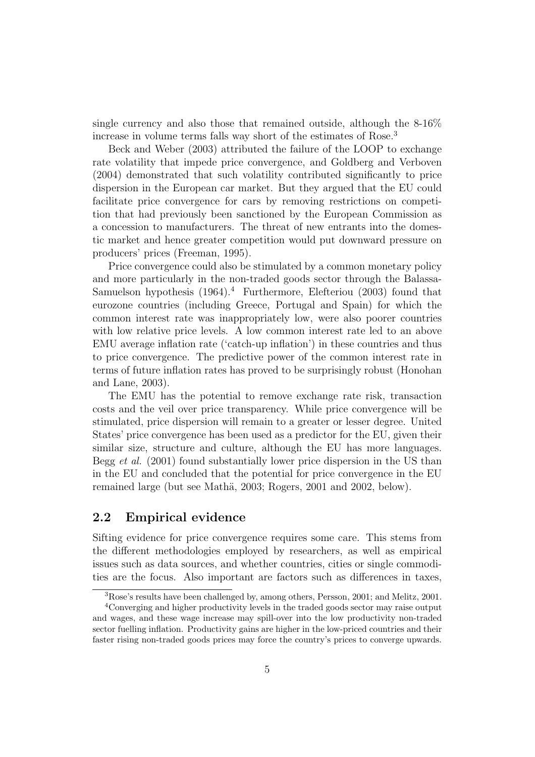single currency and also those that remained outside, although the 8-16% increase in volume terms falls way short of the estimates of Rose.[3]

Beck and Weber (2003) attributed the failure of the LOOP to exchange rate volatility that impede price convergence, and Goldberg and Verboven (2004) demonstrated that such volatility contributed significantly to price dispersion in the European car market. But they argued that the EU could facilitate price convergence for cars by removing restrictions on competition that had previously been sanctioned by the European Commission as a concession to manufacturers. The threat of new entrants into the domestic market and hence greater competition would put downward pressure on producers' prices (Freeman, 1995).

Price convergence could also be stimulated by a common monetary policy and more particularly in the non-traded goods sector through the Balassa-Samuelson hypothesis (1964).[4] Furthermore, Elefteriou (2003) found that eurozone countries (including Greece, Portugal and Spain) for which the common interest rate was inappropriately low, were also poorer countries with low relative price levels. A low common interest rate led to an above EMU average inflation rate ('catch-up inflation') in these countries and thus to price convergence. The predictive power of the common interest rate in terms of future inflation rates has proved to be surprisingly robust (Honohan and Lane, 2003).

The EMU has the potential to remove exchange rate risk, transaction costs and the veil over price transparency. While price convergence will be stimulated, price dispersion will remain to a greater or lesser degree. United States' price convergence has been used as a predictor for the EU, given their similar size, structure and culture, although the EU has more languages. Begg *et al.* (2001) found substantially lower price dispersion in the US than in the EU and concluded that the potential for price convergence in the EU remained large (but see Mathä, 2003; Rogers, 2001 and 2002, below).

## 2.2 Empirical evidence

Sifting evidence for price convergence requires some care. This stems from the different methodologies employed by researchers, as well as empirical issues such as data sources, and whether countries, cities or single commodities are the focus. Also important are factors such as differences in taxes,

[3] Rose's results have been challenged by, among others, Persson, 2001; and Melitz, 2001.

[4] Converging and higher productivity levels in the traded goods sector may raise output and wages, and these wage increase may spill-over into the low productivity non-traded sector fuelling inflation. Productivity gains are higher in the low-priced countries and their faster rising non-traded goods prices may force the country's prices to converge upwards.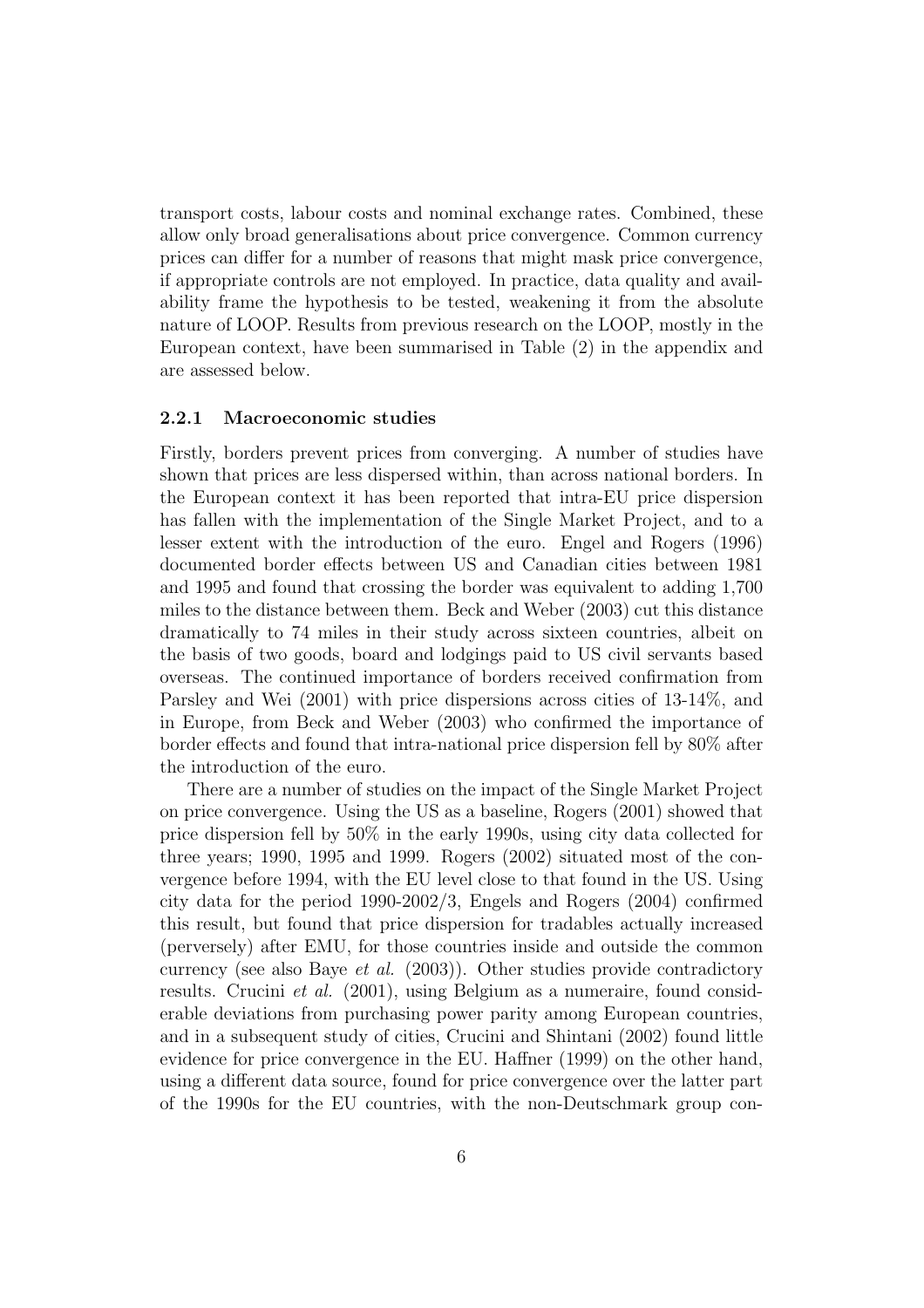transport costs, labour costs and nominal exchange rates. Combined, these allow only broad generalisations about price convergence. Common currency prices can differ for a number of reasons that might mask price convergence, if appropriate controls are not employed. In practice, data quality and availability frame the hypothesis to be tested, weakening it from the absolute nature of LOOP. Results from previous research on the LOOP, mostly in the European context, have been summarised in Table (2) in the appendix and are assessed below.

### 2.2.1 Macroeconomic studies

Firstly, borders prevent prices from converging. A number of studies have shown that prices are less dispersed within, than across national borders. In the European context it has been reported that intra-EU price dispersion has fallen with the implementation of the Single Market Project, and to a lesser extent with the introduction of the euro. Engel and Rogers (1996) documented border effects between US and Canadian cities between 1981 and 1995 and found that crossing the border was equivalent to adding 1,700 miles to the distance between them. Beck and Weber (2003) cut this distance dramatically to 74 miles in their study across sixteen countries, albeit on the basis of two goods, board and lodgings paid to US civil servants based overseas. The continued importance of borders received confirmation from Parsley and Wei (2001) with price dispersions across cities of 13-14%, and in Europe, from Beck and Weber (2003) who confirmed the importance of border effects and found that intra-national price dispersion fell by 80% after the introduction of the euro.

There are a number of studies on the impact of the Single Market Project on price convergence. Using the US as a baseline, Rogers (2001) showed that price dispersion fell by 50% in the early 1990s, using city data collected for three years; 1990, 1995 and 1999. Rogers (2002) situated most of the convergence before 1994, with the EU level close to that found in the US. Using city data for the period 1990-2002/3, Engels and Rogers (2004) confirmed this result, but found that price dispersion for tradables actually increased (perversely) after EMU, for those countries inside and outside the common currency (see also Baye *et al.* (2003)). Other studies provide contradictory results. Crucini *et al.* (2001), using Belgium as a numeraire, found considerable deviations from purchasing power parity among European countries, and in a subsequent study of cities, Crucini and Shintani (2002) found little evidence for price convergence in the EU. Haffner (1999) on the other hand, using a different data source, found for price convergence over the latter part of the 1990s for the EU countries, with the non-Deutschmark group con-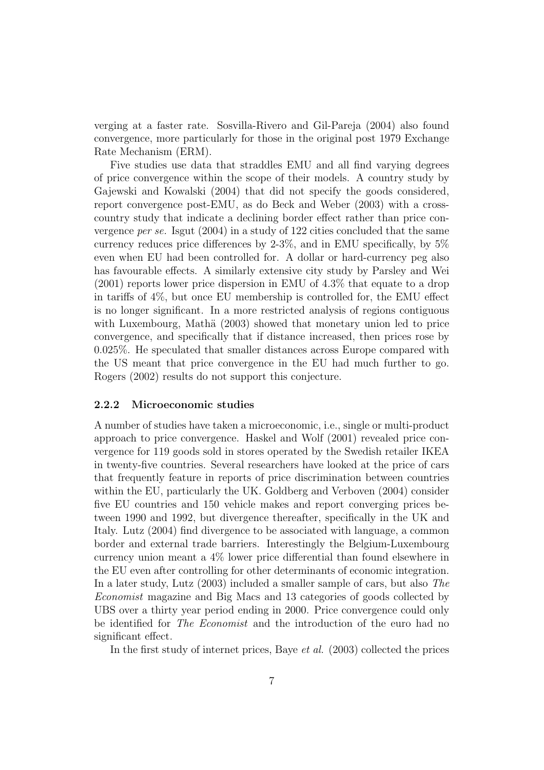verging at a faster rate. Sosvilla-Rivero and Gil-Pareja (2004) also found convergence, more particularly for those in the original post 1979 Exchange Rate Mechanism (ERM).

Five studies use data that straddles EMU and all find varying degrees of price convergence within the scope of their models. A country study by Gajewski and Kowalski (2004) that did not specify the goods considered, report convergence post-EMU, as do Beck and Weber (2003) with a cross-country study that indicate a declining border effect rather than price convergence *per se*. Isgut (2004) in a study of 122 cities concluded that the same currency reduces price differences by 2-3%, and in EMU specifically, by 5% even when EU had been controlled for. A dollar or hard-currency peg also has favourable effects. A similarly extensive city study by Parsley and Wei (2001) reports lower price dispersion in EMU of 4.3% that equate to a drop in tariffs of 4%, but once EU membership is controlled for, the EMU effect is no longer significant. In a more restricted analysis of regions contiguous with Luxembourg, Mathä (2003) showed that monetary union led to price convergence, and specifically that if distance increased, then prices rose by 0.025%. He speculated that smaller distances across Europe compared with the US meant that price convergence in the EU had much further to go. Rogers (2002) results do not support this conjecture.

### 2.2.2 Microeconomic studies

A number of studies have taken a microeconomic, i.e., single or multi-product approach to price convergence. Haskel and Wolf (2001) revealed price convergence for 119 goods sold in stores operated by the Swedish retailer IKEA in twenty-five countries. Several researchers have looked at the price of cars that frequently feature in reports of price discrimination between countries within the EU, particularly the UK. Goldberg and Verboven (2004) consider five EU countries and 150 vehicle makes and report converging prices between 1990 and 1992, but divergence thereafter, specifically in the UK and Italy. Lutz (2004) find divergence to be associated with language, a common border and external trade barriers. Interestingly the Belgium-Luxembourg currency union meant a 4% lower price differential than found elsewhere in the EU even after controlling for other determinants of economic integration. In a later study, Lutz (2003) included a smaller sample of cars, but also *The Economist* magazine and Big Macs and 13 categories of goods collected by UBS over a thirty year period ending in 2000. Price convergence could only be identified for *The Economist* and the introduction of the euro had no significant effect.

In the first study of internet prices, Baye *et al.* (2003) collected the prices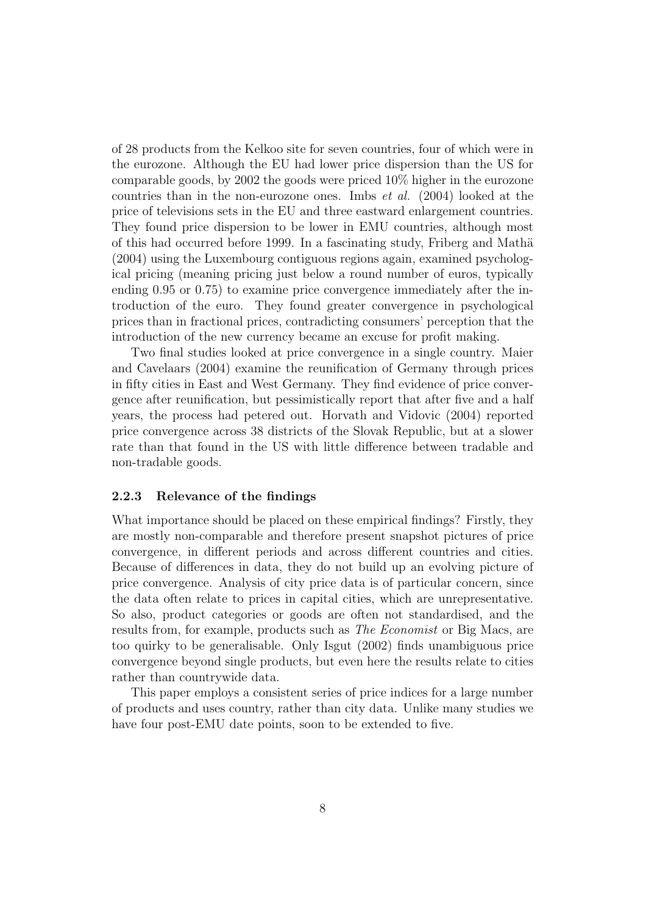of 28 products from the Kelkoo site for seven countries, four of which were in the eurozone. Although the EU had lower price dispersion than the US for comparable goods, by 2002 the goods were priced 10% higher in the eurozone countries than in the non-eurozone ones. Imbs *et al.* (2004) looked at the price of televisions sets in the EU and three eastward enlargement countries. They found price dispersion to be lower in EMU countries, although most of this had occurred before 1999. In a fascinating study, Friberg and Mathä (2004) using the Luxembourg contiguous regions again, examined psychological pricing (meaning pricing just below a round number of euros, typically ending 0.95 or 0.75) to examine price convergence immediately after the introduction of the euro. They found greater convergence in psychological prices than in fractional prices, contradicting consumers' perception that the introduction of the new currency became an excuse for profit making.

Two final studies looked at price convergence in a single country. Maier and Cavelaars (2004) examine the reunification of Germany through prices in fifty cities in East and West Germany. They find evidence of price convergence after reunification, but pessimistically report that after five and a half years, the process had petered out. Horvath and Vidovic (2004) reported price convergence across 38 districts of the Slovak Republic, but at a slower rate than that found in the US with little difference between tradable and non-tradable goods.

### 2.2.3 Relevance of the findings

What importance should be placed on these empirical findings? Firstly, they are mostly non-comparable and therefore present snapshot pictures of price convergence, in different periods and across different countries and cities. Because of differences in data, they do not build up an evolving picture of price convergence. Analysis of city price data is of particular concern, since the data often relate to prices in capital cities, which are unrepresentative. So also, product categories or goods are often not standardised, and the results from, for example, products such as *The Economist* or Big Macs, are too quirky to be generalisable. Only Isgut (2002) finds unambiguous price convergence beyond single products, but even here the results relate to cities rather than countrywide data.

This paper employs a consistent series of price indices for a large number of products and uses country, rather than city data. Unlike many studies we have four post-EMU date points, soon to be extended to five.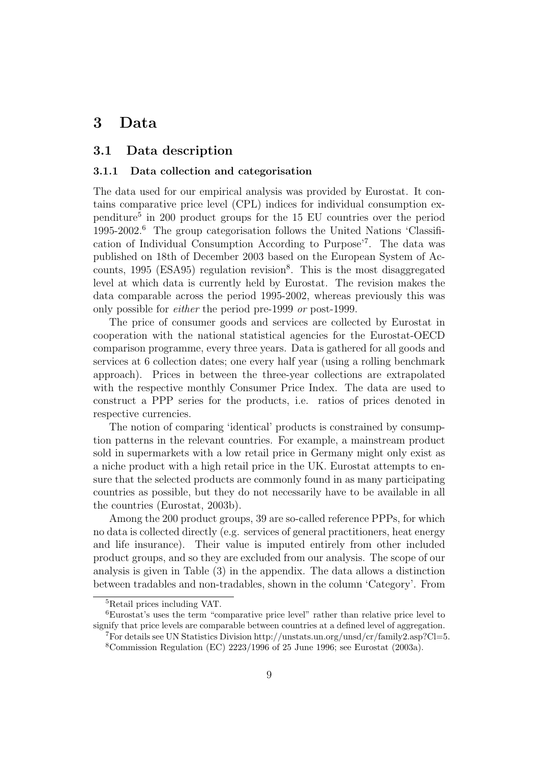# 3 Data

## 3.1 Data description

### 3.1.1 Data collection and categorisation

The data used for our empirical analysis was provided by Eurostat. It contains comparative price level (CPL) indices for individual consumption expenditure[5] in 200 product groups for the 15 EU countries over the period 1995-2002.[6] The group categorisation follows the United Nations 'Classification of Individual Consumption According to Purpose'[7]. The data was published on 18th of December 2003 based on the European System of Accounts, 1995 (ESA95) regulation revision[8]. This is the most disaggregated level at which data is currently held by Eurostat. The revision makes the data comparable across the period 1995-2002, whereas previously this was only possible for *either* the period pre-1999 *or* post-1999.

The price of consumer goods and services are collected by Eurostat in cooperation with the national statistical agencies for the Eurostat-OECD comparison programme, every three years. Data is gathered for all goods and services at 6 collection dates; one every half year (using a rolling benchmark approach). Prices in between the three-year collections are extrapolated with the respective monthly Consumer Price Index. The data are used to construct a PPP series for the products, i.e. ratios of prices denoted in respective currencies.

The notion of comparing 'identical' products is constrained by consumption patterns in the relevant countries. For example, a mainstream product sold in supermarkets with a low retail price in Germany might only exist as a niche product with a high retail price in the UK. Eurostat attempts to ensure that the selected products are commonly found in as many participating countries as possible, but they do not necessarily have to be available in all the countries (Eurostat, 2003b).

Among the 200 product groups, 39 are so-called reference PPPs, for which no data is collected directly (e.g. services of general practitioners, heat energy and life insurance). Their value is imputed entirely from other included product groups, and so they are excluded from our analysis. The scope of our analysis is given in Table (3) in the appendix. The data allows a distinction between tradables and non-tradables, shown in the column 'Category'. From

---

[5] Retail prices including VAT.

[6] Eurostat's uses the term "comparative price level" rather than relative price level to signify that price levels are comparable between countries at a defined level of aggregation.

[7] For details see UN Statistics Division http://unstats.un.org/unsd/cr/family2.asp?Cl=5.

[8] Commission Regulation (EC) 2223/1996 of 25 June 1996; see Eurostat (2003a).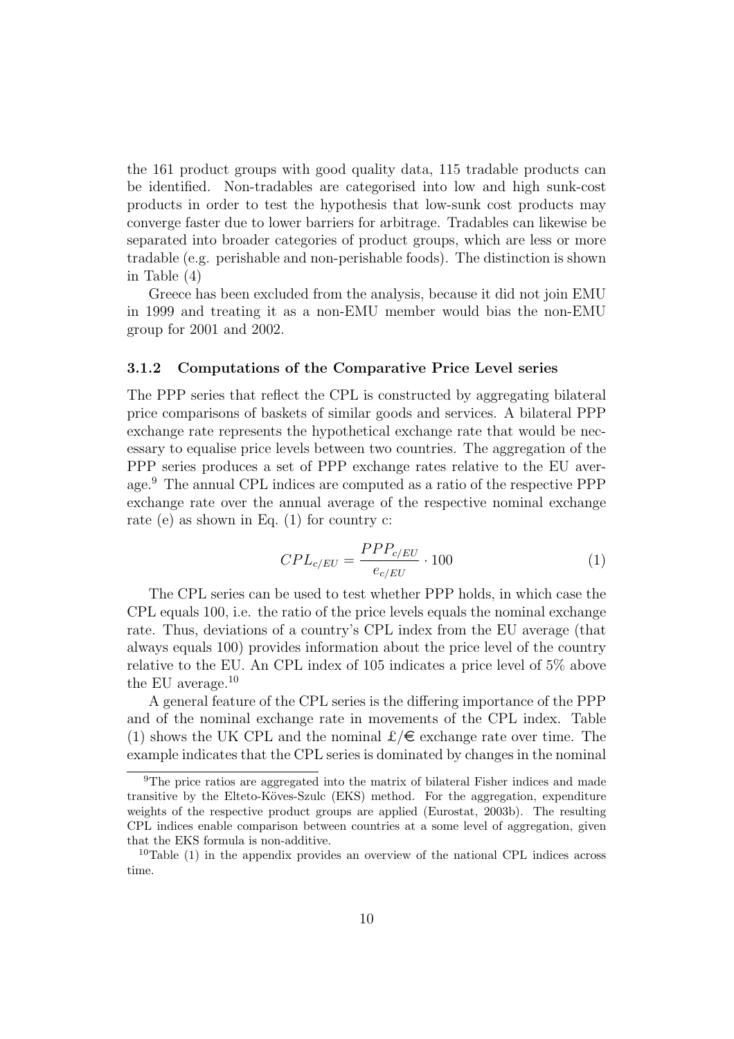the 161 product groups with good quality data, 115 tradable products can be identified. Non-tradables are categorised into low and high sunk-cost products in order to test the hypothesis that low-sunk cost products may converge faster due to lower barriers for arbitrage. Tradables can likewise be separated into broader categories of product groups, which are less or more tradable (e.g. perishable and non-perishable foods). The distinction is shown in Table (4)

Greece has been excluded from the analysis, because it did not join EMU in 1999 and treating it as a non-EMU member would bias the non-EMU group for 2001 and 2002.

### 3.1.2 Computations of the Comparative Price Level series

The PPP series that reflect the CPL is constructed by aggregating bilateral price comparisons of baskets of similar goods and services. A bilateral PPP exchange rate represents the hypothetical exchange rate that would be necessary to equalise price levels between two countries. The aggregation of the PPP series produces a set of PPP exchange rates relative to the EU average.[9] The annual CPL indices are computed as a ratio of the respective PPP exchange rate over the annual average of the respective nominal exchange rate (e) as shown in Eq. (1) for country c:

$$CPL_{c/EU} = \frac{PPP_{c/EU}}{e_{c/EU}} \cdot 100 \tag{1}$$

The CPL series can be used to test whether PPP holds, in which case the CPL equals 100, i.e. the ratio of the price levels equals the nominal exchange rate. Thus, deviations of a country's CPL index from the EU average (that always equals 100) provides information about the price level of the country relative to the EU. An CPL index of 105 indicates a price level of 5% above the EU average.[10]

A general feature of the CPL series is the differing importance of the PPP and of the nominal exchange rate in movements of the CPL index. Table (1) shows the UK CPL and the nominal £/€ exchange rate over time. The example indicates that the CPL series is dominated by changes in the nominal

---

[9] The price ratios are aggregated into the matrix of bilateral Fisher indices and made transitive by the Elteto-Köves-Szulc (EKS) method. For the aggregation, expenditure weights of the respective product groups are applied (Eurostat, 2003b). The resulting CPL indices enable comparison between countries at a some level of aggregation, given that the EKS formula is non-additive.

[10] Table (1) in the appendix provides an overview of the national CPL indices across time.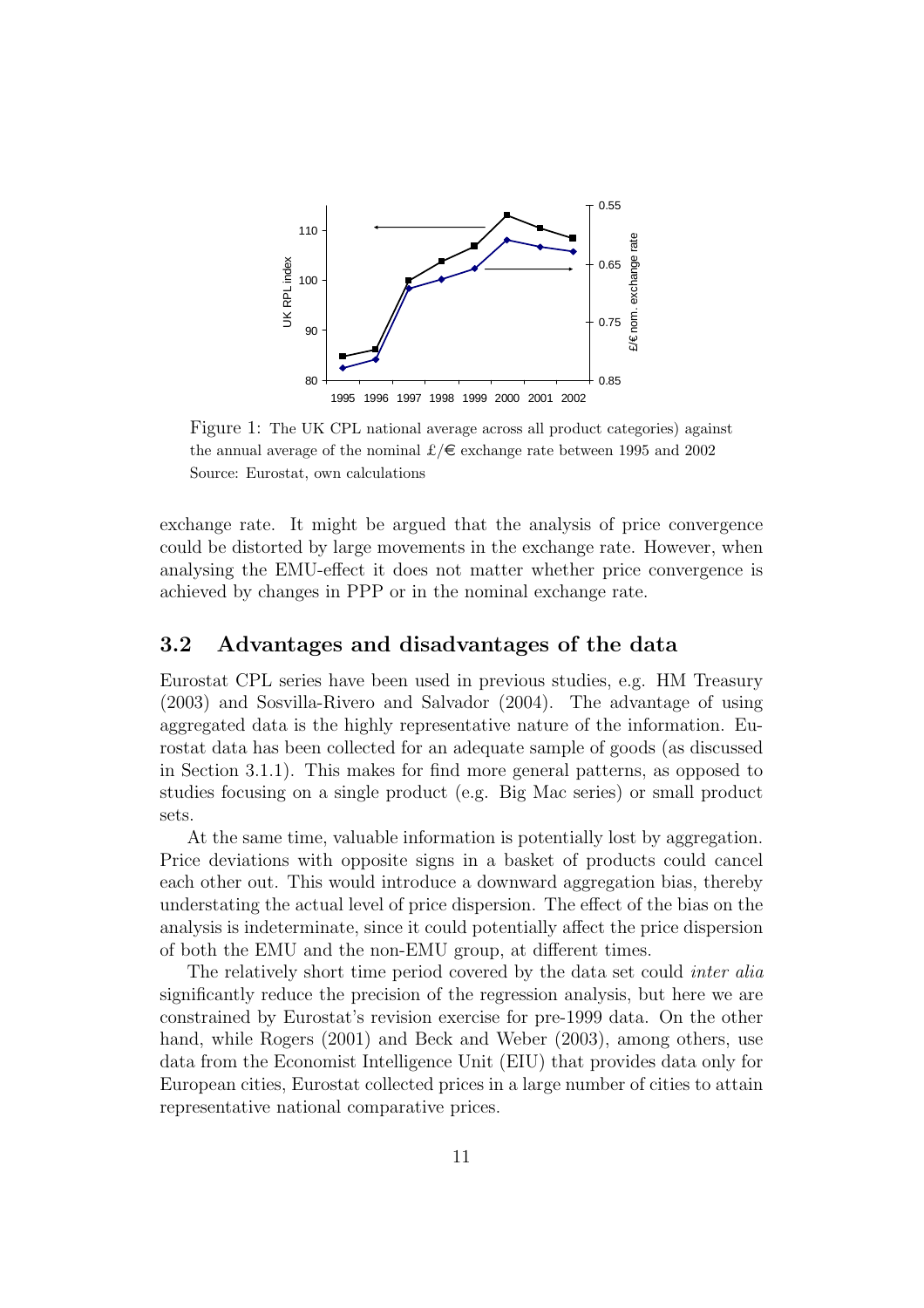Figure 1: The UK CPL national average across all product categories) against the annual average of the nominal £/€ exchange rate between 1995 and 2002
Source: Eurostat, own calculations

exchange rate. It might be argued that the analysis of price convergence could be distorted by large movements in the exchange rate. However, when analysing the EMU-effect it does not matter whether price convergence is achieved by changes in PPP or in the nominal exchange rate.

## 3.2 Advantages and disadvantages of the data

Eurostat CPL series have been used in previous studies, e.g. HM Treasury (2003) and Sosvilla-Rivero and Salvador (2004). The advantage of using aggregated data is the highly representative nature of the information. Eurostat data has been collected for an adequate sample of goods (as discussed in Section 3.1.1). This makes for find more general patterns, as opposed to studies focusing on a single product (e.g. Big Mac series) or small product sets.

At the same time, valuable information is potentially lost by aggregation. Price deviations with opposite signs in a basket of products could cancel each other out. This would introduce a downward aggregation bias, thereby understating the actual level of price dispersion. The effect of the bias on the analysis is indeterminate, since it could potentially affect the price dispersion of both the EMU and the non-EMU group, at different times.

The relatively short time period covered by the data set could *inter alia* significantly reduce the precision of the regression analysis, but here we are constrained by Eurostat's revision exercise for pre-1999 data. On the other hand, while Rogers (2001) and Beck and Weber (2003), among others, use data from the Economist Intelligence Unit (EIU) that provides data only for European cities, Eurostat collected prices in a large number of cities to attain representative national comparative prices.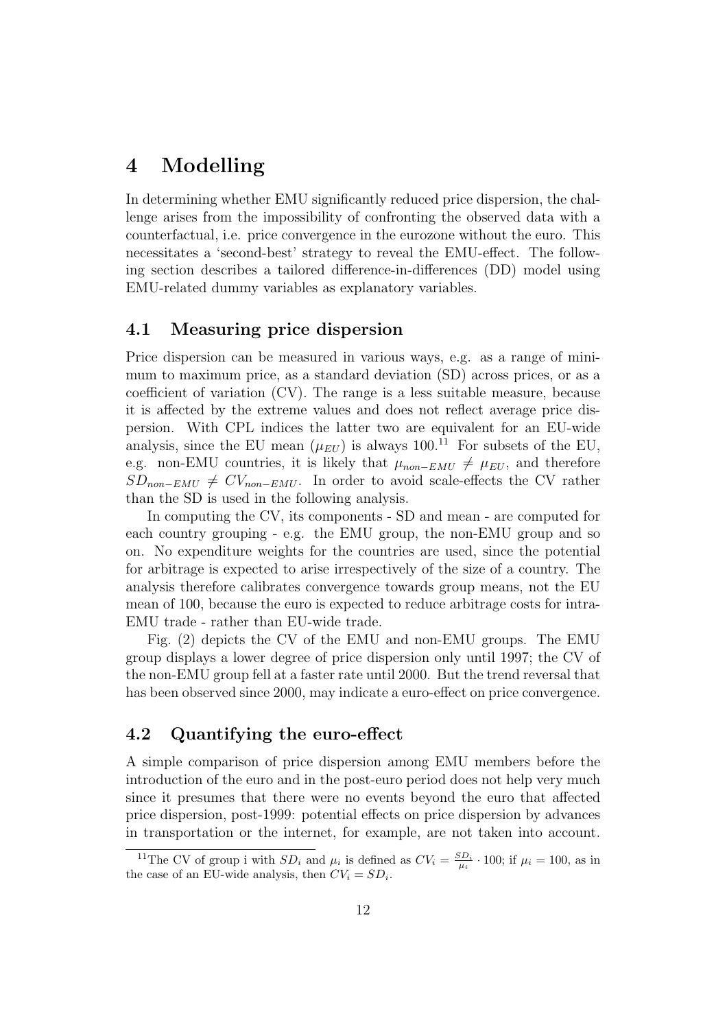# 4 Modelling

In determining whether EMU significantly reduced price dispersion, the challenge arises from the impossibility of confronting the observed data with a counterfactual, i.e. price convergence in the eurozone without the euro. This necessitates a 'second-best' strategy to reveal the EMU-effect. The following section describes a tailored difference-in-differences (DD) model using EMU-related dummy variables as explanatory variables.

## 4.1 Measuring price dispersion

Price dispersion can be measured in various ways, e.g. as a range of minimum to maximum price, as a standard deviation (SD) across prices, or as a coefficient of variation (CV). The range is a less suitable measure, because it is affected by the extreme values and does not reflect average price dispersion. With CPL indices the latter two are equivalent for an EU-wide analysis, since the EU mean ($\mu_{EU}$) is always 100.[11] For subsets of the EU, e.g. non-EMU countries, it is likely that $\mu_{non-EMU} \neq \mu_{EU}$, and therefore $SD_{non-EMU} \neq CV_{non-EMU}$. In order to avoid scale-effects the CV rather than the SD is used in the following analysis.

In computing the CV, its components - SD and mean - are computed for each country grouping - e.g. the EMU group, the non-EMU group and so on. No expenditure weights for the countries are used, since the potential for arbitrage is expected to arise irrespectively of the size of a country. The analysis therefore calibrates convergence towards group means, not the EU mean of 100, because the euro is expected to reduce arbitrage costs for intra-EMU trade - rather than EU-wide trade.

Fig. (2) depicts the CV of the EMU and non-EMU groups. The EMU group displays a lower degree of price dispersion only until 1997; the CV of the non-EMU group fell at a faster rate until 2000. But the trend reversal that has been observed since 2000, may indicate a euro-effect on price convergence.

## 4.2 Quantifying the euro-effect

A simple comparison of price dispersion among EMU members before the introduction of the euro and in the post-euro period does not help very much since it presumes that there were no events beyond the euro that affected price dispersion, post-1999: potential effects on price dispersion by advances in transportation or the internet, for example, are not taken into account.

[11] The CV of group i with $SD_i$ and $\mu_i$ is defined as $CV_i = \frac{SD_i}{\mu_i} \cdot 100$; if $\mu_i = 100$, as in the case of an EU-wide analysis, then $CV_i = SD_i$.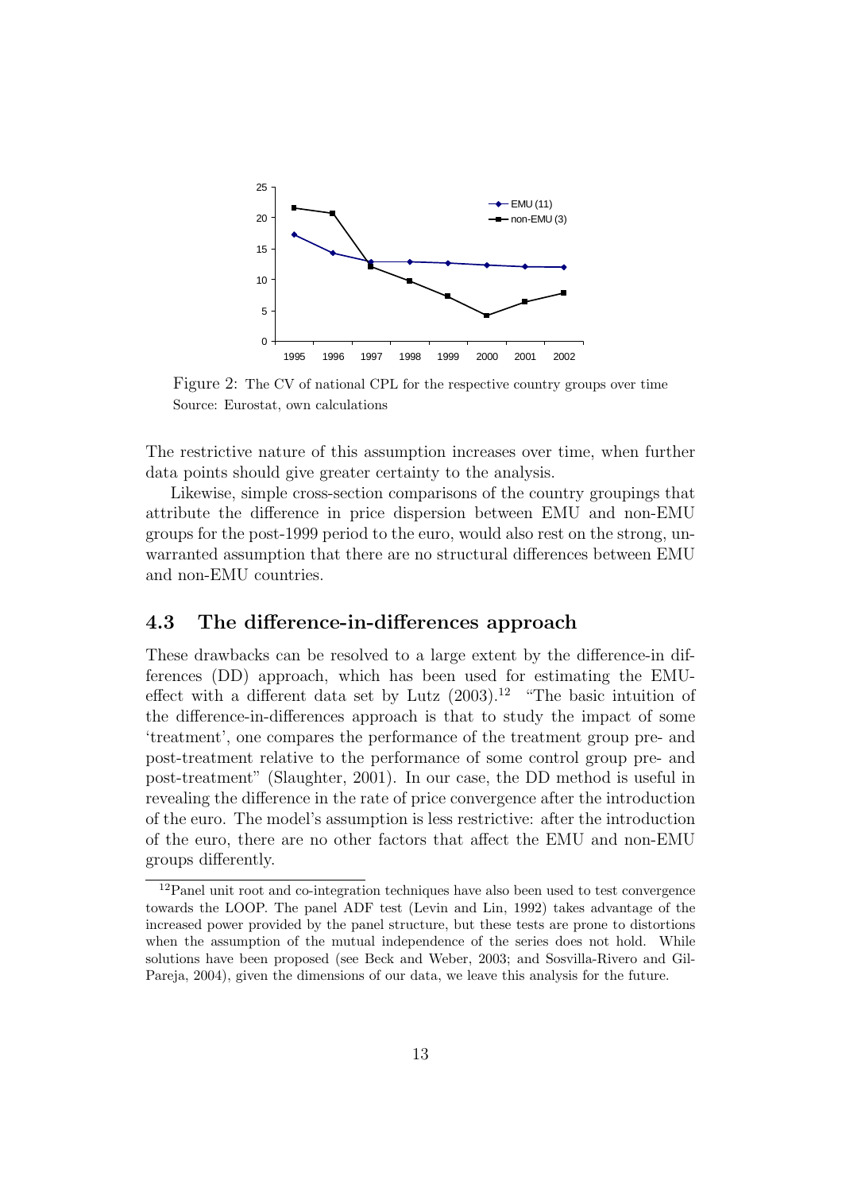Figure 2: The CV of national CPL for the respective country groups over time
Source: Eurostat, own calculations

The restrictive nature of this assumption increases over time, when further data points should give greater certainty to the analysis.

Likewise, simple cross-section comparisons of the country groupings that attribute the difference in price dispersion between EMU and non-EMU groups for the post-1999 period to the euro, would also rest on the strong, unwarranted assumption that there are no structural differences between EMU and non-EMU countries.

## 4.3 The difference-in-differences approach

These drawbacks can be resolved to a large extent by the difference-in differences (DD) approach, which has been used for estimating the EMU-effect with a different data set by Lutz (2003).[12] "The basic intuition of the difference-in-differences approach is that to study the impact of some 'treatment', one compares the performance of the treatment group pre- and post-treatment relative to the performance of some control group pre- and post-treatment" (Slaughter, 2001). In our case, the DD method is useful in revealing the difference in the rate of price convergence after the introduction of the euro. The model's assumption is less restrictive: after the introduction of the euro, there are no other factors that affect the EMU and non-EMU groups differently.

[12]Panel unit root and co-integration techniques have also been used to test convergence towards the LOOP. The panel ADF test (Levin and Lin, 1992) takes advantage of the increased power provided by the panel structure, but these tests are prone to distortions when the assumption of the mutual independence of the series does not hold. While solutions have been proposed (see Beck and Weber, 2003; and Sosvilla-Rivero and Gil-Pareja, 2004), given the dimensions of our data, we leave this analysis for the future.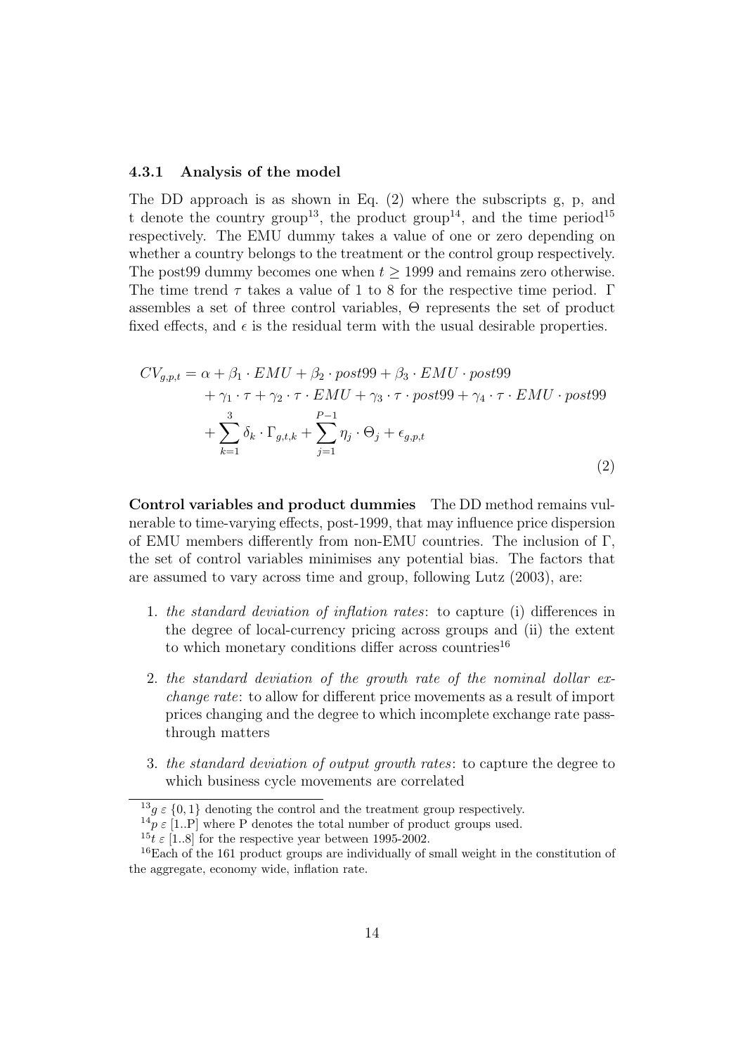### 4.3.1 Analysis of the model

The DD approach is as shown in Eq. (2) where the subscripts g, p, and t denote the country group[13], the product group[14], and the time period[15] respectively. The EMU dummy takes a value of one or zero depending on whether a country belongs to the treatment or the control group respectively. The post99 dummy becomes one when $t \geq 1999$ and remains zero otherwise. The time trend $\tau$ takes a value of 1 to 8 for the respective time period. $\Gamma$ assembles a set of three control variables, $\Theta$ represents the set of product fixed effects, and $\epsilon$ is the residual term with the usual desirable properties.

$$
\begin{aligned}
CV_{g,p,t} = {} & \alpha + \beta_1 \cdot EMU + \beta_2 \cdot post99 + \beta_3 \cdot EMU \cdot post99 \\
& + \gamma_1 \cdot \tau + \gamma_2 \cdot \tau \cdot EMU + \gamma_3 \cdot \tau \cdot post99 + \gamma_4 \cdot \tau \cdot EMU \cdot post99 \\
& + \sum_{k=1}^{3} \delta_k \cdot \Gamma_{g,t,k} + \sum_{j=1}^{P-1} \eta_j \cdot \Theta_j + \epsilon_{g,p,t}
\end{aligned}
\tag{2}
$$

**Control variables and product dummies** The DD method remains vulnerable to time-varying effects, post-1999, that may influence price dispersion of EMU members differently from non-EMU countries. The inclusion of $\Gamma$, the set of control variables minimises any potential bias. The factors that are assumed to vary across time and group, following Lutz (2003), are:

1. *the standard deviation of inflation rates*: to capture (i) differences in the degree of local-currency pricing across groups and (ii) the extent to which monetary conditions differ across countries[16]
2. *the standard deviation of the growth rate of the nominal dollar exchange rate*: to allow for different price movements as a result of import prices changing and the degree to which incomplete exchange rate pass-through matters
3. *the standard deviation of output growth rates*: to capture the degree to which business cycle movements are correlated

---

[13] $g \; \varepsilon \; \{0, 1\}$ denoting the control and the treatment group respectively.

[14] $p \; \varepsilon \; [1..P]$ where P denotes the total number of product groups used.

[15] $t \; \varepsilon \; [1..8]$ for the respective year between 1995-2002.

[16] Each of the 161 product groups are individually of small weight in the constitution of the aggregate, economy wide, inflation rate.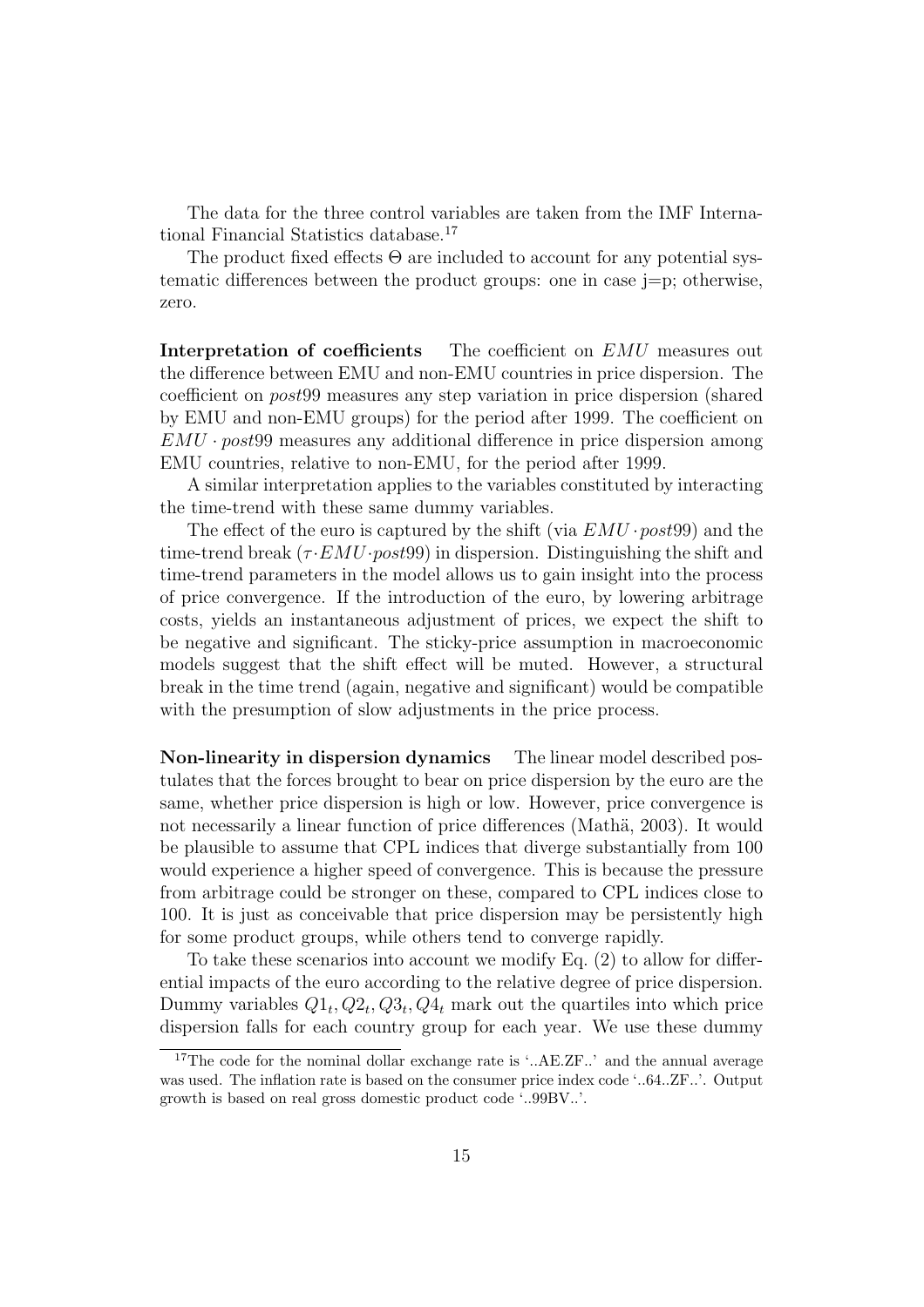The data for the three control variables are taken from the IMF International Financial Statistics database.[17]

The product fixed effects $\Theta$ are included to account for any potential systematic differences between the product groups: one in case j=p; otherwise, zero.

**Interpretation of coefficients** The coefficient on $EMU$ measures out the difference between EMU and non-EMU countries in price dispersion. The coefficient on $post99$ measures any step variation in price dispersion (shared by EMU and non-EMU groups) for the period after 1999. The coefficient on $EMU \cdot post99$ measures any additional difference in price dispersion among EMU countries, relative to non-EMU, for the period after 1999.

A similar interpretation applies to the variables constituted by interacting the time-trend with these same dummy variables.

The effect of the euro is captured by the shift (via $EMU \cdot post99$) and the time-trend break ($\tau \cdot EMU \cdot post99$) in dispersion. Distinguishing the shift and time-trend parameters in the model allows us to gain insight into the process of price convergence. If the introduction of the euro, by lowering arbitrage costs, yields an instantaneous adjustment of prices, we expect the shift to be negative and significant. The sticky-price assumption in macroeconomic models suggest that the shift effect will be muted. However, a structural break in the time trend (again, negative and significant) would be compatible with the presumption of slow adjustments in the price process.

**Non-linearity in dispersion dynamics** The linear model described postulates that the forces brought to bear on price dispersion by the euro are the same, whether price dispersion is high or low. However, price convergence is not necessarily a linear function of price differences (Mathä, 2003). It would be plausible to assume that CPL indices that diverge substantially from 100 would experience a higher speed of convergence. This is because the pressure from arbitrage could be stronger on these, compared to CPL indices close to 100. It is just as conceivable that price dispersion may be persistently high for some product groups, while others tend to converge rapidly.

To take these scenarios into account we modify Eq. (2) to allow for differential impacts of the euro according to the relative degree of price dispersion. Dummy variables $Q1_t, Q2_t, Q3_t, Q4_t$ mark out the quartiles into which price dispersion falls for each country group for each year. We use these dummy

[17] The code for the nominal dollar exchange rate is '..AE.ZF..' and the annual average was used. The inflation rate is based on the consumer price index code '..64..ZF..'. Output growth is based on real gross domestic product code '..99BV..'.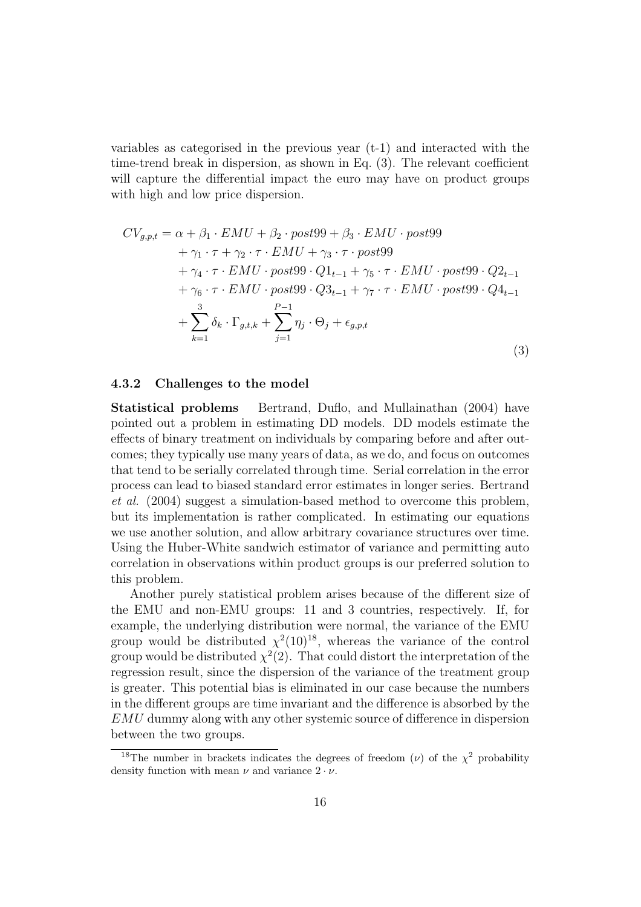variables as categorised in the previous year (t-1) and interacted with the time-trend break in dispersion, as shown in Eq. (3). The relevant coefficient will capture the differential impact the euro may have on product groups with high and low price dispersion.

$$
\begin{aligned}
CV_{g,p,t} = \alpha &+ \beta_1 \cdot EMU + \beta_2 \cdot post99 + \beta_3 \cdot EMU \cdot post99 \\
&+ \gamma_1 \cdot \tau + \gamma_2 \cdot \tau \cdot EMU + \gamma_3 \cdot \tau \cdot post99 \\
&+ \gamma_4 \cdot \tau \cdot EMU \cdot post99 \cdot Q1_{t-1} + \gamma_5 \cdot \tau \cdot EMU \cdot post99 \cdot Q2_{t-1} \\
&+ \gamma_6 \cdot \tau \cdot EMU \cdot post99 \cdot Q3_{t-1} + \gamma_7 \cdot \tau \cdot EMU \cdot post99 \cdot Q4_{t-1} \\
&+ \sum_{k=1}^{3} \delta_k \cdot \Gamma_{g,t,k} + \sum_{j=1}^{P-1} \eta_j \cdot \Theta_j + \epsilon_{g,p,t}
\end{aligned}
\tag{3}
$$

### 4.3.2 Challenges to the model

**Statistical problems** Bertrand, Duflo, and Mullainathan (2004) have pointed out a problem in estimating DD models. DD models estimate the effects of binary treatment on individuals by comparing before and after outcomes; they typically use many years of data, as we do, and focus on outcomes that tend to be serially correlated through time. Serial correlation in the error process can lead to biased standard error estimates in longer series. Bertrand *et al.* (2004) suggest a simulation-based method to overcome this problem, but its implementation is rather complicated. In estimating our equations we use another solution, and allow arbitrary covariance structures over time. Using the Huber-White sandwich estimator of variance and permitting auto correlation in observations within product groups is our preferred solution to this problem.

Another purely statistical problem arises because of the different size of the EMU and non-EMU groups: 11 and 3 countries, respectively. If, for example, the underlying distribution were normal, the variance of the EMU group would be distributed $\chi^2(10)$[18], whereas the variance of the control group would be distributed $\chi^2(2)$. That could distort the interpretation of the regression result, since the dispersion of the variance of the treatment group is greater. This potential bias is eliminated in our case because the numbers in the different groups are time invariant and the difference is absorbed by the *EMU* dummy along with any other systemic source of difference in dispersion between the two groups.

[18] The number in brackets indicates the degrees of freedom ($\nu$) of the $\chi^2$ probability density function with mean $\nu$ and variance $2 \cdot \nu$.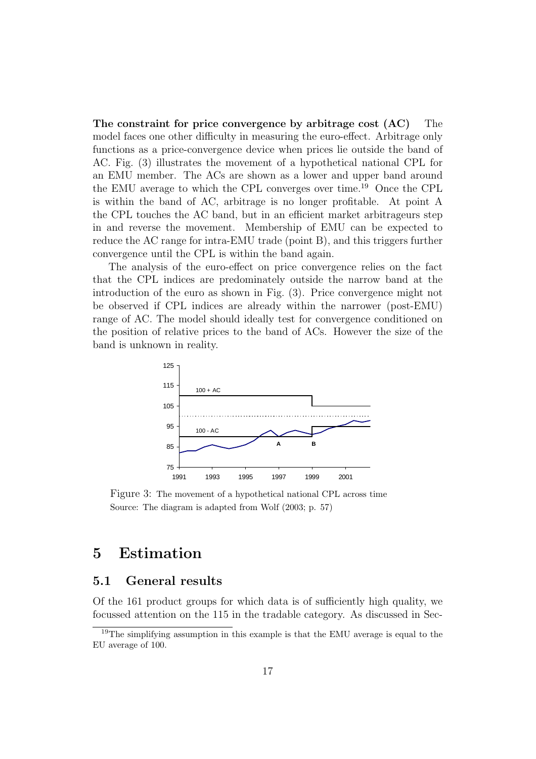**The constraint for price convergence by arbitrage cost (AC)** The model faces one other difficulty in measuring the euro-effect. Arbitrage only functions as a price-convergence device when prices lie outside the band of AC. Fig. (3) illustrates the movement of a hypothetical national CPL for an EMU member. The ACs are shown as a lower and upper band around the EMU average to which the CPL converges over time.[19] Once the CPL is within the band of AC, arbitrage is no longer profitable. At point A the CPL touches the AC band, but in an efficient market arbitrageurs step in and reverse the movement. Membership of EMU can be expected to reduce the AC range for intra-EMU trade (point B), and this triggers further convergence until the CPL is within the band again.

The analysis of the euro-effect on price convergence relies on the fact that the CPL indices are predominately outside the narrow band at the introduction of the euro as shown in Fig. (3). Price convergence might not be observed if CPL indices are already within the narrower (post-EMU) range of AC. The model should ideally test for convergence conditioned on the position of relative prices to the band of ACs. However the size of the band is unknown in reality.

Figure 3: The movement of a hypothetical national CPL across time
Source: The diagram is adapted from Wolf (2003; p. 57)

# 5 Estimation

## 5.1 General results

Of the 161 product groups for which data is of sufficiently high quality, we focussed attention on the 115 in the tradable category. As discussed in Sec-

[19] The simplifying assumption in this example is that the EMU average is equal to the EU average of 100.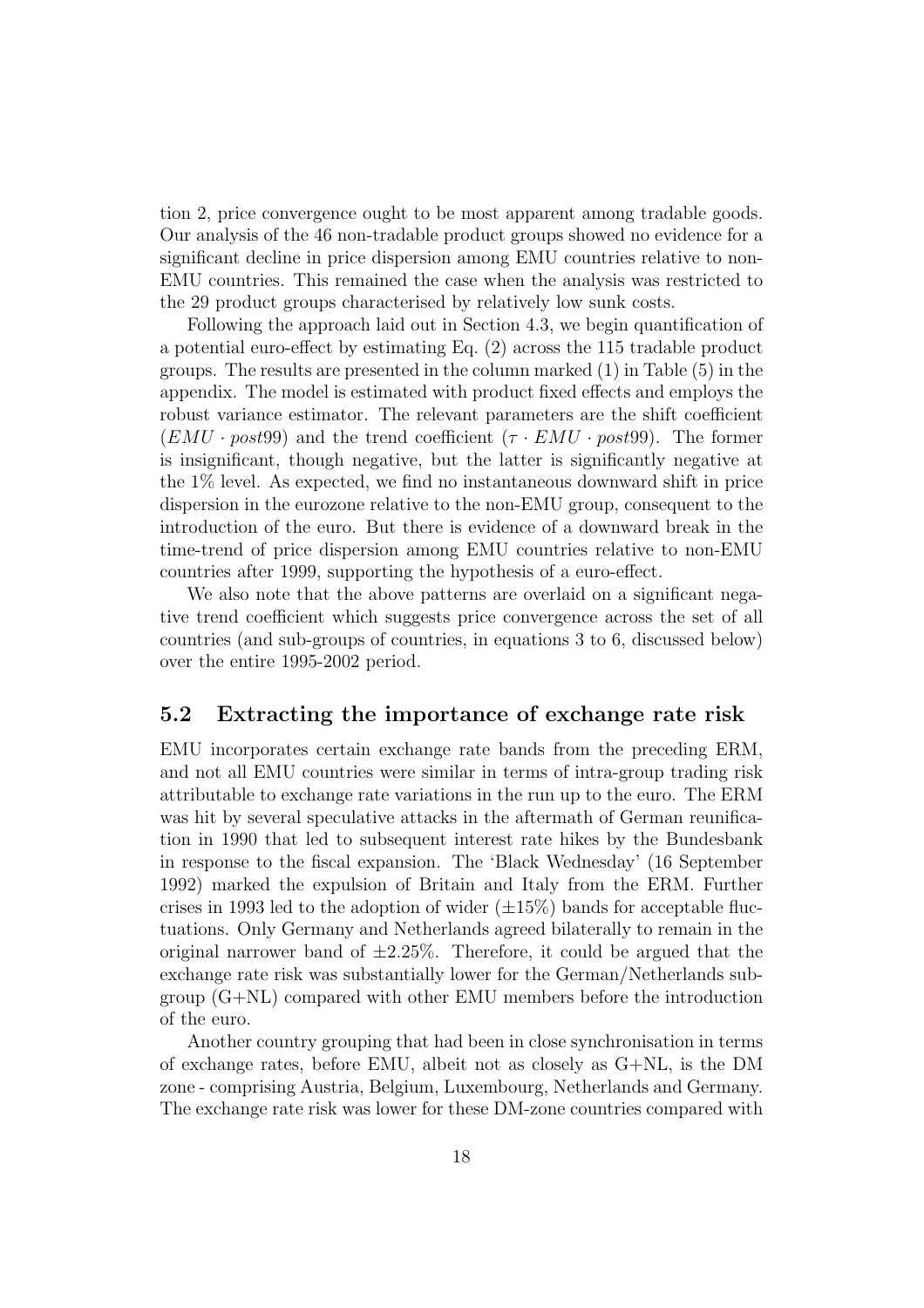tion 2, price convergence ought to be most apparent among tradable goods. Our analysis of the 46 non-tradable product groups showed no evidence for a significant decline in price dispersion among EMU countries relative to non-EMU countries. This remained the case when the analysis was restricted to the 29 product groups characterised by relatively low sunk costs.

Following the approach laid out in Section 4.3, we begin quantification of a potential euro-effect by estimating Eq. (2) across the 115 tradable product groups. The results are presented in the column marked (1) in Table (5) in the appendix. The model is estimated with product fixed effects and employs the robust variance estimator. The relevant parameters are the shift coefficient ($EMU \cdot post99$) and the trend coefficient ($\tau \cdot EMU \cdot post99$). The former is insignificant, though negative, but the latter is significantly negative at the 1% level. As expected, we find no instantaneous downward shift in price dispersion in the eurozone relative to the non-EMU group, consequent to the introduction of the euro. But there is evidence of a downward break in the time-trend of price dispersion among EMU countries relative to non-EMU countries after 1999, supporting the hypothesis of a euro-effect.

We also note that the above patterns are overlaid on a significant negative trend coefficient which suggests price convergence across the set of all countries (and sub-groups of countries, in equations 3 to 6, discussed below) over the entire 1995-2002 period.

## 5.2 Extracting the importance of exchange rate risk

EMU incorporates certain exchange rate bands from the preceding ERM, and not all EMU countries were similar in terms of intra-group trading risk attributable to exchange rate variations in the run up to the euro. The ERM was hit by several speculative attacks in the aftermath of German reunification in 1990 that led to subsequent interest rate hikes by the Bundesbank in response to the fiscal expansion. The 'Black Wednesday' (16 September 1992) marked the expulsion of Britain and Italy from the ERM. Further crises in 1993 led to the adoption of wider ($\pm 15\%$) bands for acceptable fluctuations. Only Germany and Netherlands agreed bilaterally to remain in the original narrower band of $\pm 2.25\%$. Therefore, it could be argued that the exchange rate risk was substantially lower for the German/Netherlands subgroup (G+NL) compared with other EMU members before the introduction of the euro.

Another country grouping that had been in close synchronisation in terms of exchange rates, before EMU, albeit not as closely as G+NL, is the DM zone - comprising Austria, Belgium, Luxembourg, Netherlands and Germany. The exchange rate risk was lower for these DM-zone countries compared with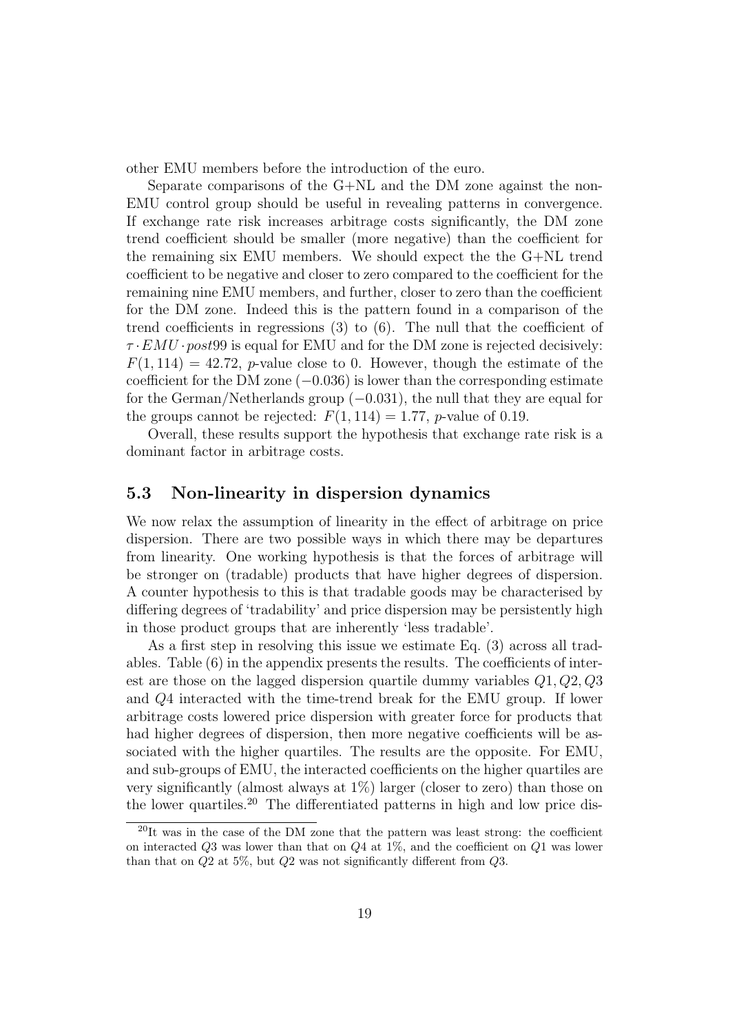other EMU members before the introduction of the euro.

Separate comparisons of the G+NL and the DM zone against the non-EMU control group should be useful in revealing patterns in convergence. If exchange rate risk increases arbitrage costs significantly, the DM zone trend coefficient should be smaller (more negative) than the coefficient for the remaining six EMU members. We should expect the the G+NL trend coefficient to be negative and closer to zero compared to the coefficient for the remaining nine EMU members, and further, closer to zero than the coefficient for the DM zone. Indeed this is the pattern found in a comparison of the trend coefficients in regressions (3) to (6). The null that the coefficient of $\tau \cdot EMU \cdot post99$ is equal for EMU and for the DM zone is rejected decisively: $F(1, 114) = 42.72$, $p$-value close to 0. However, though the estimate of the coefficient for the DM zone ($-0.036$) is lower than the corresponding estimate for the German/Netherlands group ($-0.031$), the null that they are equal for the groups cannot be rejected: $F(1, 114) = 1.77$, $p$-value of 0.19.

Overall, these results support the hypothesis that exchange rate risk is a dominant factor in arbitrage costs.

## 5.3 Non-linearity in dispersion dynamics

We now relax the assumption of linearity in the effect of arbitrage on price dispersion. There are two possible ways in which there may be departures from linearity. One working hypothesis is that the forces of arbitrage will be stronger on (tradable) products that have higher degrees of dispersion. A counter hypothesis to this is that tradable goods may be characterised by differing degrees of 'tradability' and price dispersion may be persistently high in those product groups that are inherently 'less tradable'.

As a first step in resolving this issue we estimate Eq. (3) across all tradables. Table (6) in the appendix presents the results. The coefficients of interest are those on the lagged dispersion quartile dummy variables $Q1, Q2, Q3$ and $Q4$ interacted with the time-trend break for the EMU group. If lower arbitrage costs lowered price dispersion with greater force for products that had higher degrees of dispersion, then more negative coefficients will be associated with the higher quartiles. The results are the opposite. For EMU, and sub-groups of EMU, the interacted coefficients on the higher quartiles are very significantly (almost always at 1%) larger (closer to zero) than those on the lower quartiles.[20] The differentiated patterns in high and low price dis-

[20] It was in the case of the DM zone that the pattern was least strong: the coefficient on interacted $Q3$ was lower than that on $Q4$ at 1%, and the coefficient on $Q1$ was lower than that on $Q2$ at 5%, but $Q2$ was not significantly different from $Q3$.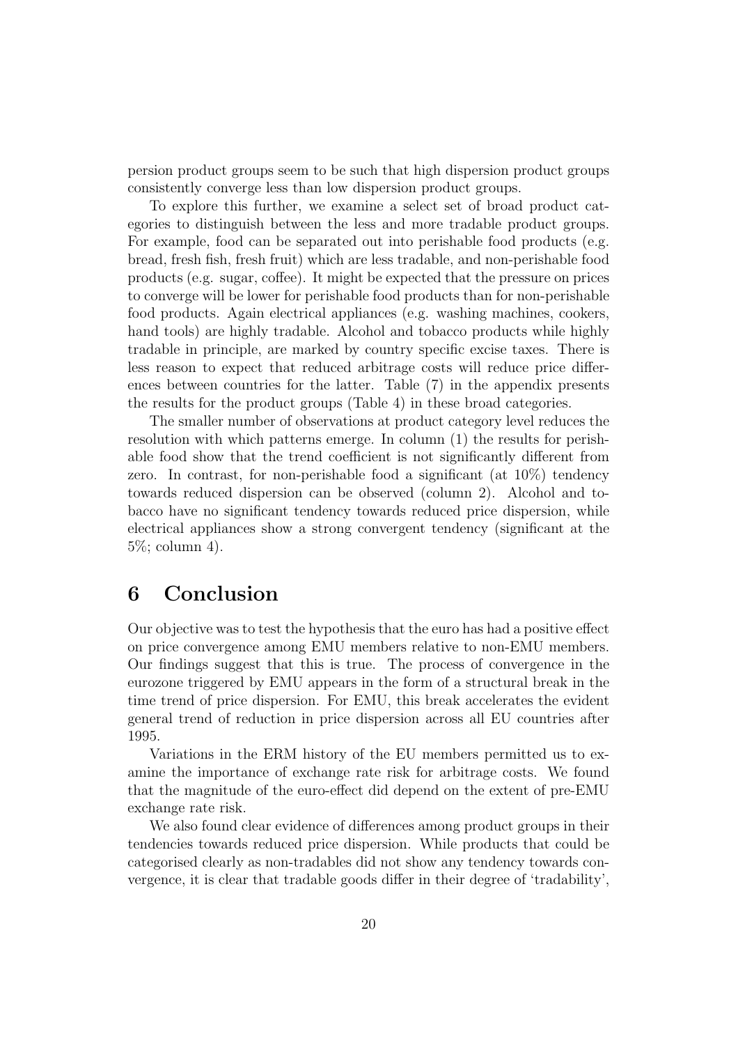persion product groups seem to be such that high dispersion product groups consistently converge less than low dispersion product groups.

To explore this further, we examine a select set of broad product categories to distinguish between the less and more tradable product groups. For example, food can be separated out into perishable food products (e.g. bread, fresh fish, fresh fruit) which are less tradable, and non-perishable food products (e.g. sugar, coffee). It might be expected that the pressure on prices to converge will be lower for perishable food products than for non-perishable food products. Again electrical appliances (e.g. washing machines, cookers, hand tools) are highly tradable. Alcohol and tobacco products while highly tradable in principle, are marked by country specific excise taxes. There is less reason to expect that reduced arbitrage costs will reduce price differences between countries for the latter. Table (7) in the appendix presents the results for the product groups (Table 4) in these broad categories.

The smaller number of observations at product category level reduces the resolution with which patterns emerge. In column (1) the results for perishable food show that the trend coefficient is not significantly different from zero. In contrast, for non-perishable food a significant (at 10%) tendency towards reduced dispersion can be observed (column 2). Alcohol and tobacco have no significant tendency towards reduced price dispersion, while electrical appliances show a strong convergent tendency (significant at the 5%; column 4).

# 6 Conclusion

Our objective was to test the hypothesis that the euro has had a positive effect on price convergence among EMU members relative to non-EMU members. Our findings suggest that this is true. The process of convergence in the eurozone triggered by EMU appears in the form of a structural break in the time trend of price dispersion. For EMU, this break accelerates the evident general trend of reduction in price dispersion across all EU countries after 1995.

Variations in the ERM history of the EU members permitted us to examine the importance of exchange rate risk for arbitrage costs. We found that the magnitude of the euro-effect did depend on the extent of pre-EMU exchange rate risk.

We also found clear evidence of differences among product groups in their tendencies towards reduced price dispersion. While products that could be categorised clearly as non-tradables did not show any tendency towards convergence, it is clear that tradable goods differ in their degree of 'tradability',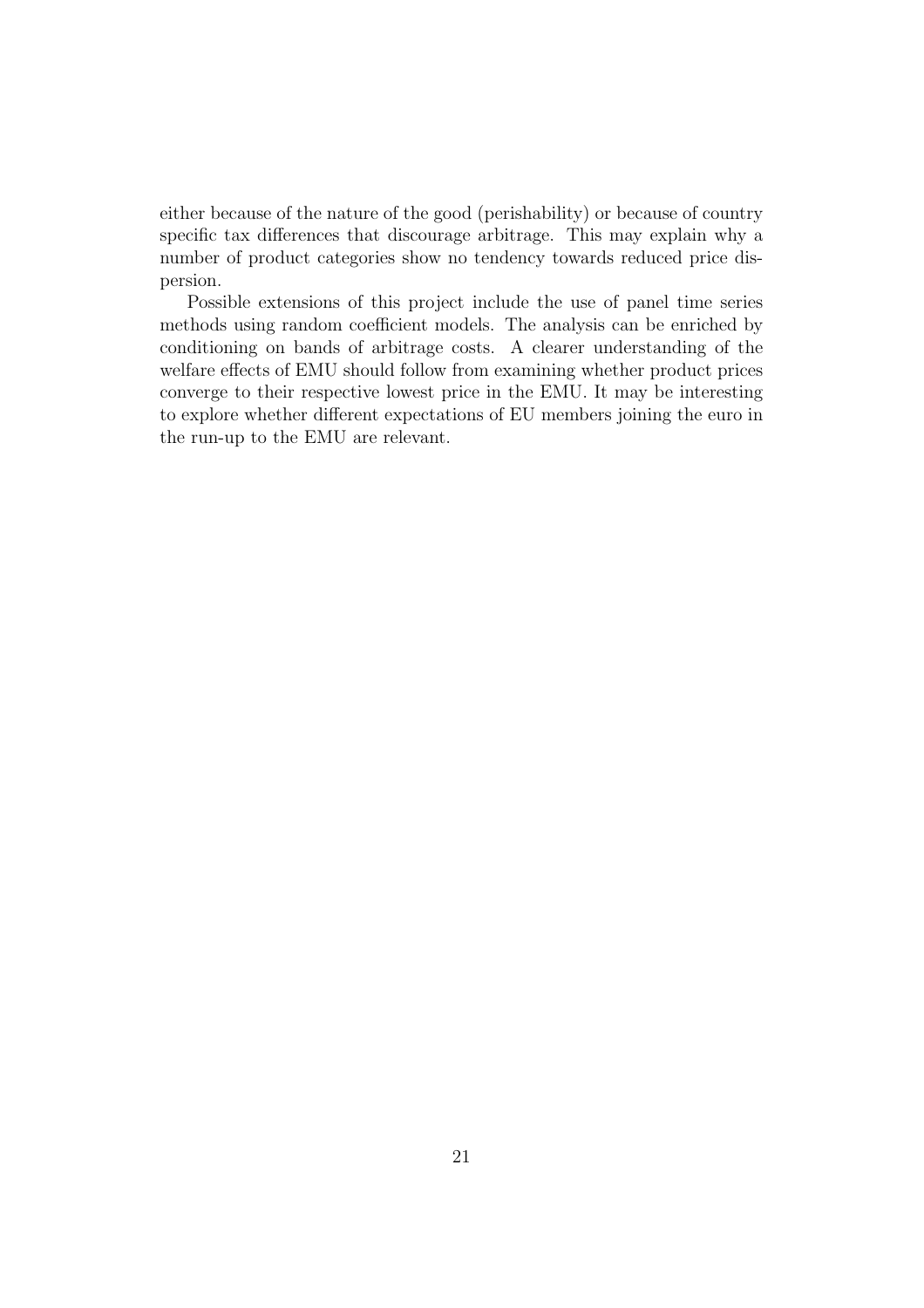either because of the nature of the good (perishability) or because of country specific tax differences that discourage arbitrage. This may explain why a number of product categories show no tendency towards reduced price dispersion.

Possible extensions of this project include the use of panel time series methods using random coefficient models. The analysis can be enriched by conditioning on bands of arbitrage costs. A clearer understanding of the welfare effects of EMU should follow from examining whether product prices converge to their respective lowest price in the EMU. It may be interesting to explore whether different expectations of EU members joining the euro in the run-up to the EMU are relevant.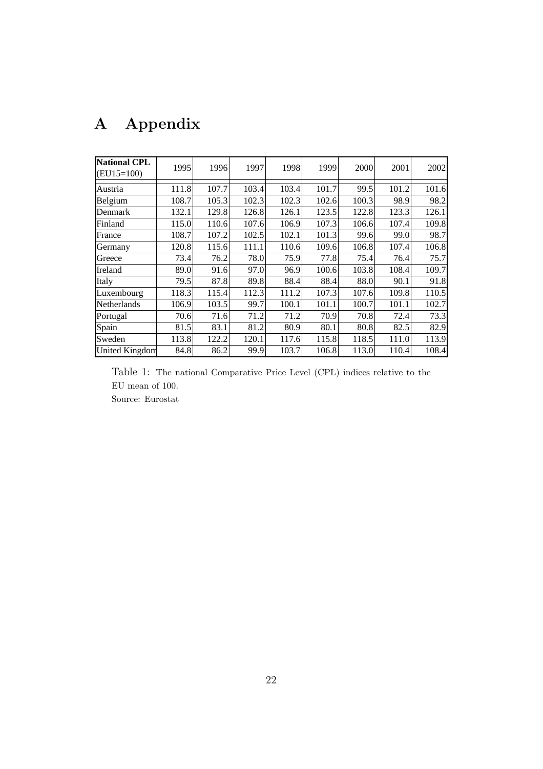# A Appendix

| **National CPL** (EU15=100) | 1995 | 1996 | 1997 | 1998 | 1999 | 2000 | 2001 | 2002 |
|---|---|---|---|---|---|---|---|---|
| Austria | 111.8 | 107.7 | 103.4 | 103.4 | 101.7 | 99.5 | 101.2 | 101.6 |
| Belgium | 108.7 | 105.3 | 102.3 | 102.3 | 102.6 | 100.3 | 98.9 | 98.2 |
| Denmark | 132.1 | 129.8 | 126.8 | 126.1 | 123.5 | 122.8 | 123.3 | 126.1 |
| Finland | 115.0 | 110.6 | 107.6 | 106.9 | 107.3 | 106.6 | 107.4 | 109.8 |
| France | 108.7 | 107.2 | 102.5 | 102.1 | 101.3 | 99.6 | 99.0 | 98.7 |
| Germany | 120.8 | 115.6 | 111.1 | 110.6 | 109.6 | 106.8 | 107.4 | 106.8 |
| Greece | 73.4 | 76.2 | 78.0 | 75.9 | 77.8 | 75.4 | 76.4 | 75.7 |
| Ireland | 89.0 | 91.6 | 97.0 | 96.9 | 100.6 | 103.8 | 108.4 | 109.7 |
| Italy | 79.5 | 87.8 | 89.8 | 88.4 | 88.4 | 88.0 | 90.1 | 91.8 |
| Luxembourg | 118.3 | 115.4 | 112.3 | 111.2 | 107.3 | 107.6 | 109.8 | 110.5 |
| Netherlands | 106.9 | 103.5 | 99.7 | 100.1 | 101.1 | 100.7 | 101.1 | 102.7 |
| Portugal | 70.6 | 71.6 | 71.2 | 71.2 | 70.9 | 70.8 | 72.4 | 73.3 |
| Spain | 81.5 | 83.1 | 81.2 | 80.9 | 80.1 | 80.8 | 82.5 | 82.9 |
| Sweden | 113.8 | 122.2 | 120.1 | 117.6 | 115.8 | 118.5 | 111.0 | 113.9 |
| United Kingdom | 84.8 | 86.2 | 99.9 | 103.7 | 106.8 | 113.0 | 110.4 | 108.4 |

Table 1: The national Comparative Price Level (CPL) indices relative to the EU mean of 100.
Source: Eurostat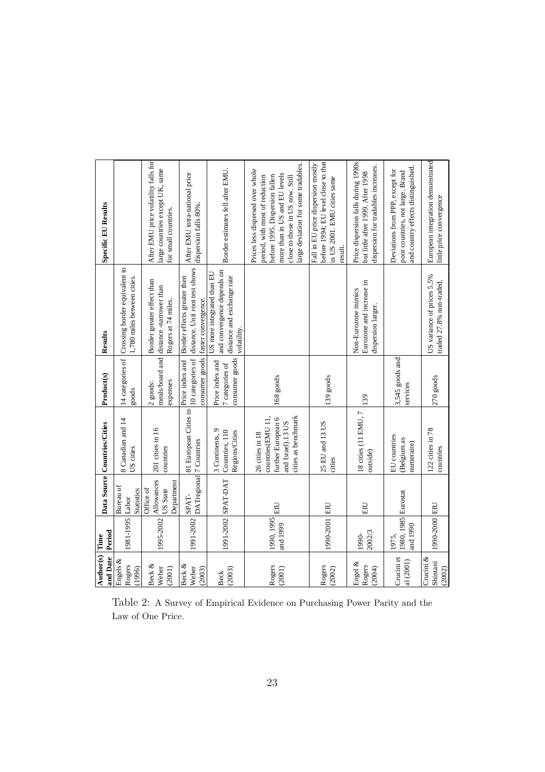| Author(s) and Date | Time Period | Data Source | Countries/Cities | Product(s) | Results | Specific EU Results |
| --- | --- | --- | --- | --- | --- | --- |
| Engels & Rogers (1996) | 1981-1995 | Bureau of Labor Statistics | 8 Canadian and 14 US cities | 14 categories of goods | Crossing border equivalent to 1,780 miles between cities. | |
| Beck & Weber (2001) | 1995-2002 | Office of Allowances US State Department | 201 cities in 16 countries | 2 goods: meals/board and expenses | Border greater effect than distance -narrower than Rogers at 74 miles. | After EMU price volatility falls for large countries except UK, same for small countries. |
| Beck & Weber (2003) | 1991-2002 | SPAT-DATregional | 81 European Cities in 7 Countries | Price index and 10 categories of consumer goods | Border effects greater then distance. Unit root test shows faster convergence. | After EMU intra-national price dispersion falls 80%. |
| Beck (2003) | 1991-2002 | SPAT-DAT | 3 Continents, 9 Countries, 110 Regions/Cities | Price index and 7 categories of consumer goods | US more integrated than EU and convergence depends on distance and exchange rate volatility. | Border estimates fell after EMU. |
| Rogers (2001) | 1990, 1995 and 1999 | EIU | 26 cities in 18 countries(EMU 11, further European 6 and Israel),13 US cities as benchmark | 168 goods | | Prices less dispersed over whole period, with most of reduction before 1995. Dispersion fallen more than in US and EU levels close to those in US now. Still large deviation for some tradables. |
| Rogers (2002) | 1990-2001 | EIU | 25 EU and 13 US cities | 139 goods | | Fall in EU price dispersion mostly before 1994; EU level close to that in US 2001. EMU cities same result. |
| Engel & Rogers (2004) | 1990-2002/3 | EIU | 18 cities (11 EMU, 7 outside) | 139 | Non-Eurozone mimics Eurozone and increase in dispersion larger. | Price dispersion falls during 1990s but little after 1999. After 1998 dispersion for tradables increases. |
| Crucini et al (2001) | 1975, 1980, 1985 and 1990 | Eurostat | EU countries (Belgium as numeraire) | 3,545 goods and services | | Deviations from PPP, except for poor countries, not large. Brand and country effects distinguished. |
| Crucini & Shintani (2002) | 1990-2000 | EIU | 122 cities in 78 countries | 270 goods | US variance of prices 5.5% traded 27.8% non-traded. | European integration demonstrated little price convergence |

Table 2: A Survey of Empirical Evidence on Purchasing Power Parity and the Law of One Price.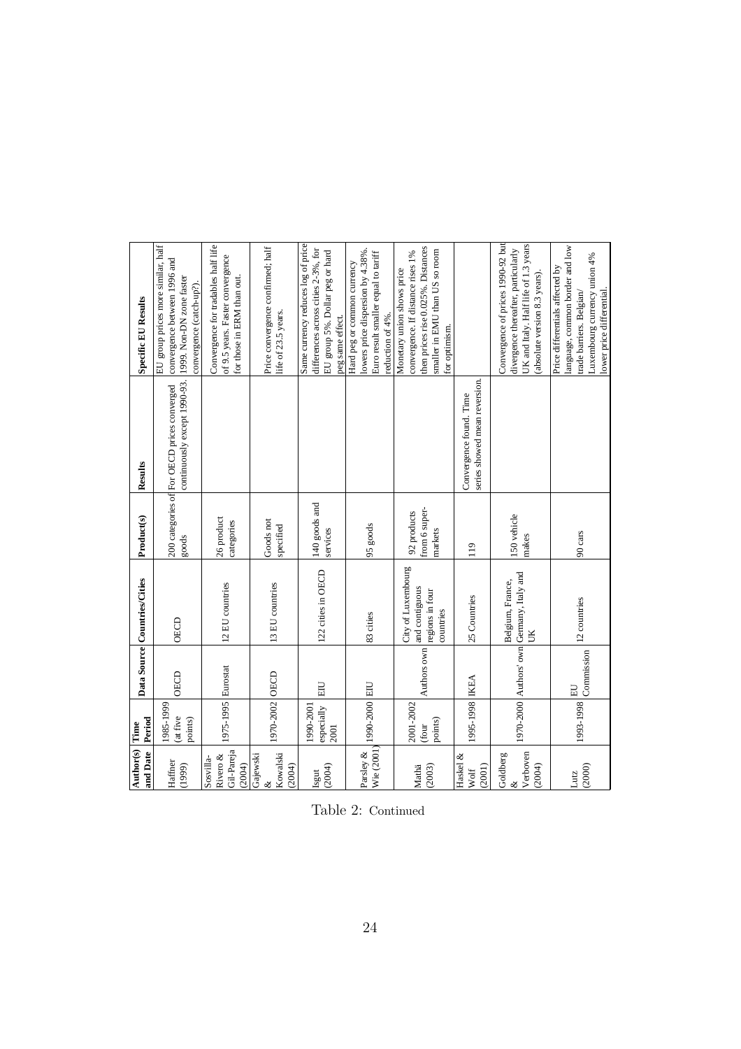| Author(s) and Date | Time Period | Data Source | Countries/Cities | Product(s) | Results | Specific EU Results |
|---|---|---|---|---|---|---|
| Haffner (1999) | 1985-1999 (at five points) | OECD | OECD | 200 categories of goods | For OECD prices converged continuously except 1990-93. | EU group prices more similar, half convergence between 1996 and 1999. Non-DN zone faster convergence (catch-up?). |
| Sosvilla-Rivero & Gil-Pareja (2004) | 1975-1995 | Eurostat | 12 EU countries | 26 product categories | | Convergence for tradables half life of 9.5 years. Faster convergence for those in ERM than out. |
| Gajewski & Kowalski (2004) | 1970-2002 | OECD | 13 EU countries | Goods not specified | | Price convergence confirmed; half life of 23.5 years. |
| Isgut (2004) | 1990-2001 especially 2001 | EIU | 122 cities in OECD | 140 goods and services | | Same currency reduces log of price differences across cities 2-3%, for EU group 5%. Dollar peg or hard peg same effect. |
| Parsley & Wie (2001) | 1990-2000 | EIU | 83 cities | 95 goods | | Hard peg or common currency lowers price dispersion by 4.38%. Euro result smaller equal to tariff reduction of 4%. |
| Mathä (2003) | 2001-2002 (four points) | Authors own | City of Luxembourg and contiguous regions in four countries | 92 products from 6 super-markets | | Monetary union shows price convergence. If distance rises 1% then prices rise 0.025%. Distances smaller in EMU than US so room for optimism. |
| Haskel & Wolf (2001) | 1995-1998 | IKEA | 25 Countries | 119 | Convergence found. Time series showed mean reversion. | |
| Goldberg & Verboven (2004) | 1970-2000 | Authors' own | Belgium, France, Germany, Italy and UK | 150 vehicle makes | | Convergence of prices 1990-92 but divergence thereafter, particularly UK and Italy. Half life of 1.3 years (absolute version 8.3 years). |
| Lutz (2000) | 1993-1998 | EU Commission | 12 countries | 90 cars | | Price differentials affected by language, common border and low trade barriers. Belgian/ Luxembourg currency union 4% lower price differential. |

Table 2: Continued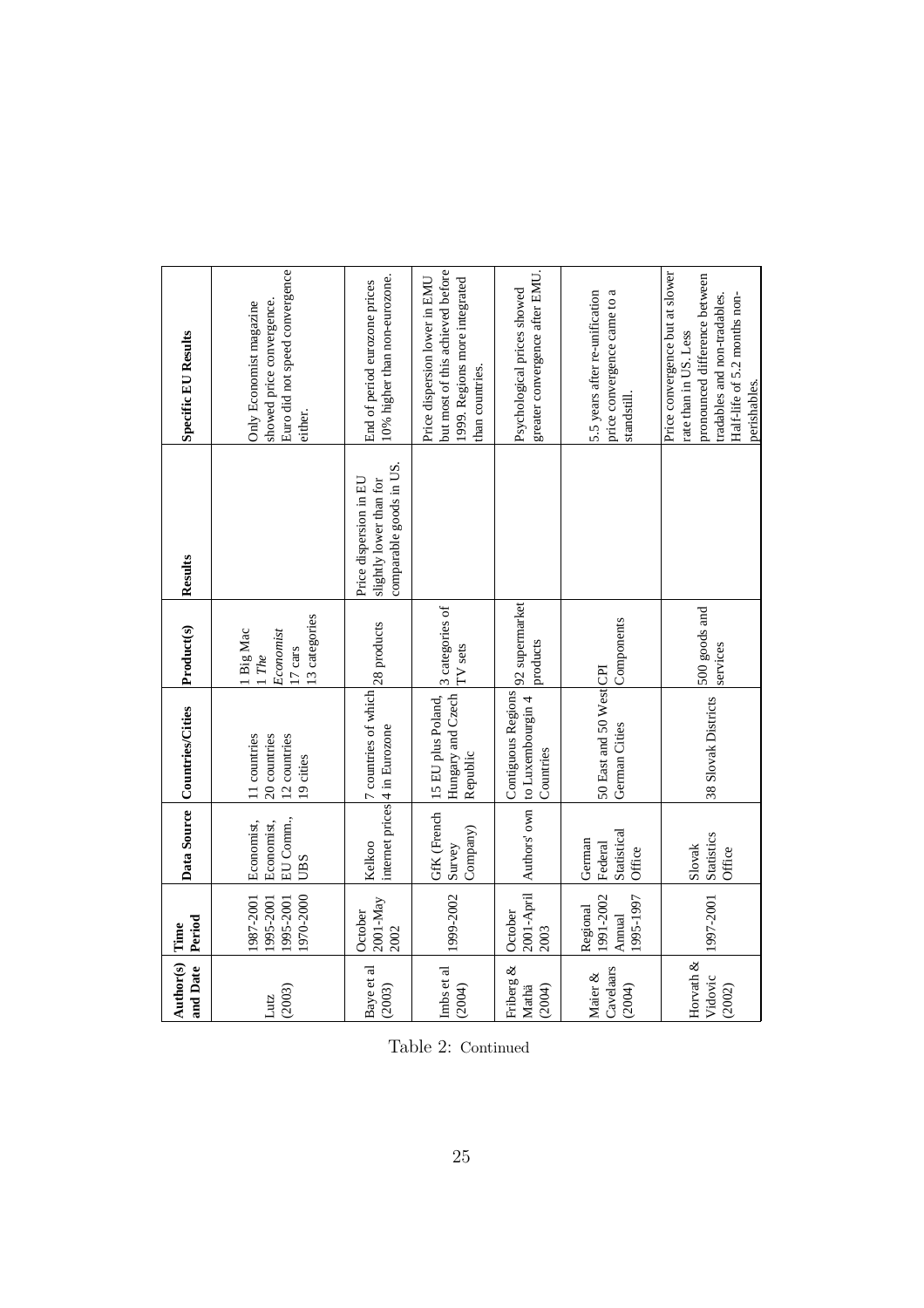| Author(s) and Date | Time Period | Data Source | Countries/Cities | Product(s) | Results | Specific EU Results |
|---|---|---|---|---|---|---|
| Lutz (2003) | 1987-2001<br>1995-2001<br>1995-2001<br>1970-2000 | Economist,<br>Economist,<br>EU Comm.,<br>UBS | 11 countries<br>20 countries<br>12 countries<br>19 cities | 1 Big Mac<br>1 *The Economist*<br>17 cars<br>13 categories | | Only Economist magazine showed price convergence. Euro did not speed convergence either. |
| Baye et al (2003) | October 2001-May 2002 | Kelkoo internet prices | 7 countries of which 4 in Eurozone | 28 products | Price dispersion in EU slightly lower than for comparable goods in US. | End of period eurozone prices 10% higher than non-eurozone. |
| Imbs et al (2004) | 1999-2002 | GfK (French Survey Company) | 15 EU plus Poland, Hungary and Czech Republic | 3 categories of TV sets | | Price dispersion lower in EMU but most of this achieved before 1999. Regions more integrated than countries. |
| Friberg & Mathä (2004) | October 2001-April 2003 | Authors' own | Contiguous Regions to Luxembourg in 4 Countries | 92 supermarket products | | Psychological prices showed greater convergence after EMU. |
| Maier & Cavelaars (2004) | Regional 1991-2002 Annual 1995-1997 | German Federal Statistical Office | 50 East and 50 West German Cities | CPI Components | | 5.5 years after re-unification price convergence came to a standstill. |
| Horvath & Vidovic (2002) | 1997-2001 | Slovak Statistics Office | 38 Slovak Districts | 500 goods and services | | Price convergence but at slower rate than in US. Less pronounced difference between tradables and non-tradables. Half-life of 5.2 months non-perishables. |

Table 2: Continued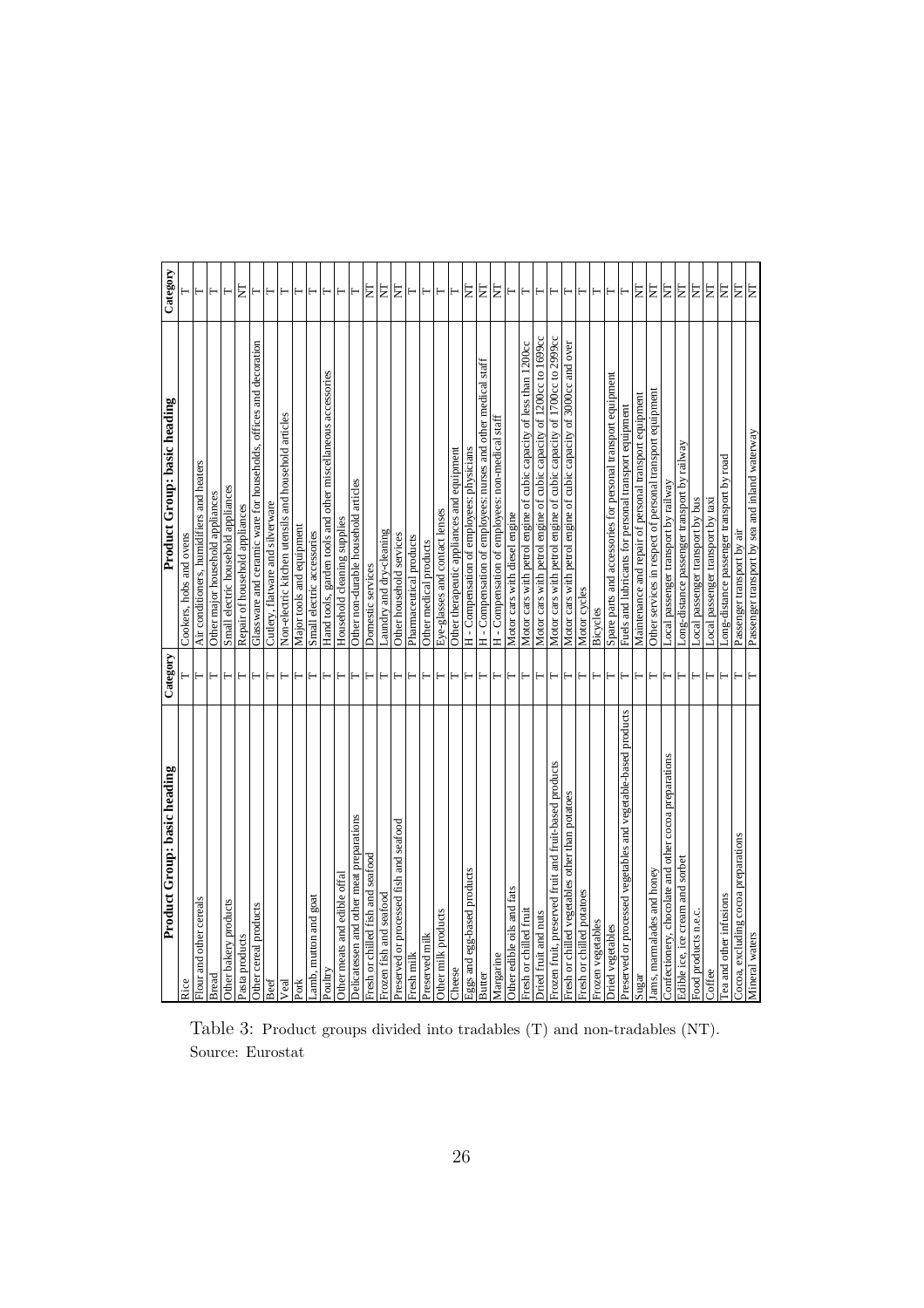| Product Group: basic heading | Category | Product Group: basic heading | Category |
|---|---|---|---|
| Rice | T | Cookers, hobs and ovens | T |
| Flour and other cereals | T | Air conditioners, humidifiers and heaters | T |
| Bread | T | Other major household appliances | T |
| Other bakery products | T | Small electric household appliances | T |
| Pasta products | T | Repair of household appliances | NT |
| Other cereal products | T | Glassware and ceramic ware for households, offices and decoration | T |
| Beef | T | Cutlery, flatware and silverware | T |
| Veal | T | Non-electric kitchen utensils and household articles | T |
| Pork | T | Major tools and equipment | T |
| Lamb, mutton and goat | T | Small electric accessories | T |
| Poultry | T | Hand tools, garden tools and other miscellaneous accessories | T |
| Other meats and edible offal | T | Household cleaning supplies | T |
| Delicatessen and other meat preparations | T | Other non-durable household articles | T |
| Fresh or chilled fish and seafood | T | Domestic services | NT |
| Frozen fish and seafood | T | Laundry and dry-cleaning | NT |
| Preserved or processed fish and seafood | T | Other household services | NT |
| Fresh milk | T | Pharmaceutical products | T |
| Preserved milk | T | Other medical products | T |
| Other milk products | T | Eye-glasses and contact lenses | T |
| Cheese | T | Other therapeutic appliances and equipment | T |
| Eggs and egg-based products | T | H - Compensation of employees: physicians | NT |
| Butter | T | H - Compensation of employees: nurses and other medical staff | NT |
| Margarine | T | H - Compensation of employees: non-medical staff | NT |
| Other edible oils and fats | T | Motor cars with diesel engine | T |
| Fresh or chilled fruit | T | Motor cars with petrol engine of cubic capacity of less than 1200cc | T |
| Dried fruit and nuts | T | Motor cars with petrol engine of cubic capacity of 1200cc to 1699cc | T |
| Frozen fruit, preserved fruit and fruit-based products | T | Motor cars with petrol engine of cubic capacity of 1700cc to 2999cc | T |
| Fresh or chilled vegetables other than potatoes | T | Motor cars with petrol engine of cubic capacity of 3000cc and over | T |
| Fresh or chilled potatoes | T | Motor cycles | T |
| Frozen vegetables | T | Bicycles | T |
| Dried vegetables | T | Spare parts and accessories for personal transport equipment | T |
| Preserved or processed vegetables and vegetable-based products | T | Fuels and lubricants for personal transport equipment | T |
| Sugar | T | Maintenance and repair of personal transport equipment | NT |
| Jams, marmalades and honey | T | Other services in respect of personal transport equipment | NT |
| Confectionery, chocolate and other cocoa preparations | T | Local passenger transport by railway | NT |
| Edible ice, ice cream and sorbet | T | Long-distance passenger transport by railway | NT |
| Food products n.e.c. | T | Local passenger transport by bus | NT |
| Coffee | T | Local passenger transport by taxi | NT |
| Tea and other infusions | T | Long-distance passenger transport by road | NT |
| Cocoa, excluding cocoa preparations | T | Passenger transport by air | NT |
| Mineral waters | T | Passenger transport by sea and inland waterway | NT |

Table 3: Product groups divided into tradables (T) and non-tradables (NT). Source: Eurostat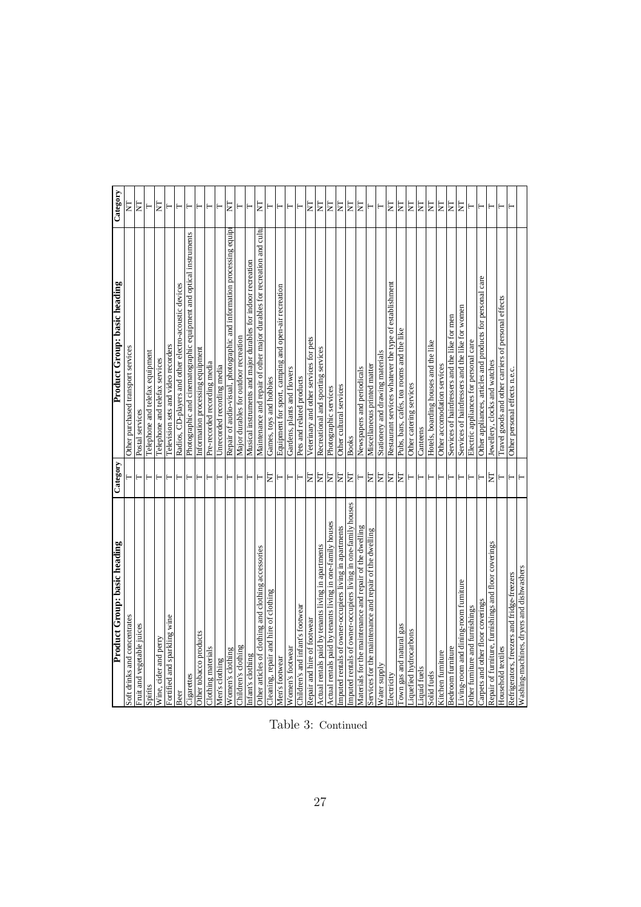| Product Group: basic heading | Category | Product Group: basic heading | Category |
|---|---|---|---|
| Soft drinks and concentrates | T | Other purchased transport services | NT |
| Fruit and vegetable juices | T | Postal services | NT |
| Spirits | T | Telephone and telefax equipment | T |
| Wine, cider and perry | T | Telephone and telefax services | NT |
| Fortified and sparkling wine | T | Television sets and video recorders | T |
| Beer | T | Radios, CD-players and other electro-acoustic devices | T |
| Cigarettes | T | Photographic and cinematographic equipment and optical instruments | T |
| Other tobacco products | T | Information processing equipment | T |
| Clothing materials | T | Pre-recorded recording media | T |
| Men's clothing | T | Unrecorded recording media | T |
| Women's clothing | T | Repair of audio-visual, photographic and information processing equip | NT |
| Children's clothing | T | Major durables for outdoor recreation | T |
| Infant's clothing | T | Musical instruments and major durables for indoor recreation | T |
| Other articles of clothing and clothing accessories | T | Maintenance and repair of other major durables for recreation and cultu | NT |
| Cleaning, repair and hire of clothing | NT | Games, toys and hobbies | T |
| Men's footwear | T | Equipment for sport, camping and open-air recreation | T |
| Women's footwear | T | Gardens, plants and flowers | T |
| Children's and infant's footwear | T | Pets and related products | T |
| Repair and hire of footwear | NT | Veterinary and other services for pets | NT |
| Actual rentals paid by tenants living in apartments | NT | Recreational and sporting services | NT |
| Actual rentals paid by tenants living in one-family houses | NT | Photographic services | NT |
| Imputed rentals of owner-occupiers living in apartments | NT | Other cultural services | NT |
| Imputed rentals of owner-occupiers living in one-family houses | NT | Books | NT |
| Materials for the maintenance and repair of the dwelling | T | Newspapers and periodicals | NT |
| Services for the maintenance and repair of the dwelling | NT | Miscellaneous printed matter | T |
| Water supply | NT | Stationery and drawing materials | T |
| Electricity | NT | Restaurant services whatever the type of establishment | NT |
| Town gas and natural gas | NT | Pubs, bars, cafés, tea rooms and the like | NT |
| Liquefied hydrocarbons | T | Other catering services | NT |
| Liquid fuels | T | Canteens | NT |
| Solid fuels | T | Hotels, boarding houses and the like | NT |
| Kitchen furniture | T | Other accomodation services | NT |
| Bedroom furniture | T | Services of hairdressers and the like for men | NT |
| Living-room and dining-room furniture | T | Services of hairdressers and the like for women | NT |
| Other furniture and furnishings | T | Electric appliances for personal care | T |
| Carpets and other floor coverings | T | Other appliances, articles and products for personal care | T |
| Repair of furniture, furnishings and floor coverings | NT | Jewellery, clocks and watches | T |
| Household textiles | T | Travel goods and other carriers of personal effects | T |
| Refrigerators, freezers and fridge-freezers | T | Other personal effects n.e.c. | T |
| Washing-machines, dryers and dishwashers | T | | |

Table 3: Continued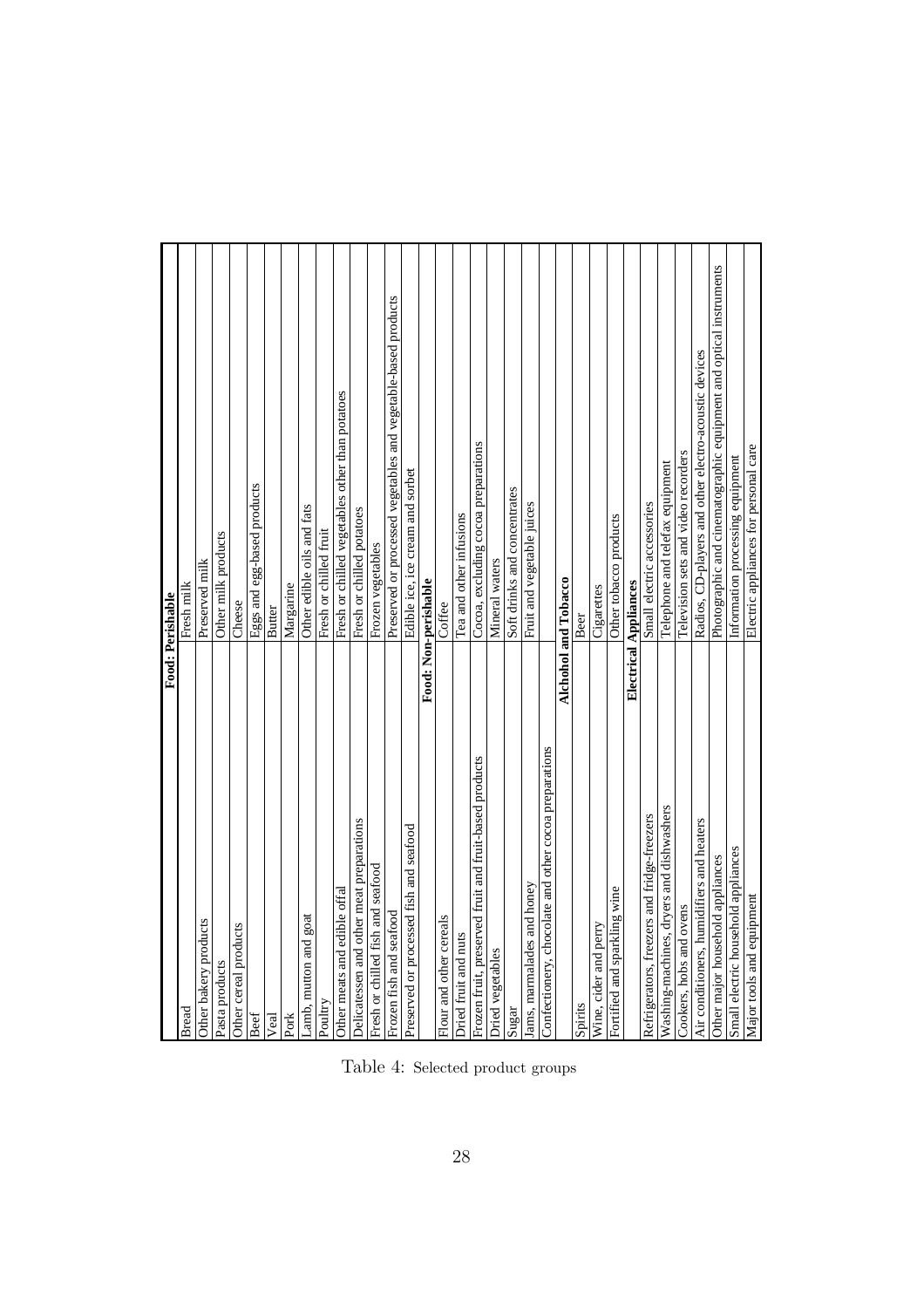| Food: Perishable | |
|---|---|
| Bread | Fresh milk |
| Other bakery products | Preserved milk |
| Pasta products | Other milk products |
| Other cereal products | Cheese |
| Beef | Eggs and egg-based products |
| Veal | Butter |
| Pork | Margarine |
| Lamb, mutton and goat | Other edible oils and fats |
| Poultry | Fresh or chilled fruit |
| Other meats and edible offal | Fresh or chilled vegetables other than potatoes |
| Delicatessen and other meat preparations | Fresh or chilled potatoes |
| Fresh or chilled fish and seafood | Frozen vegetables |
| Frozen fish and seafood | Preserved or processed vegetables and vegetable-based products |
| Preserved or processed fish and seafood | Edible ice, ice cream and sorbet |
| **Food: Non-perishable** | |
| Flour and other cereals | Coffee |
| Dried fruit and nuts | Tea and other infusions |
| Frozen fruit, preserved fruit and fruit-based products | Cocoa, excluding cocoa preparations |
| Dried vegetables | Mineral waters |
| Sugar | Soft drinks and concentrates |
| Jams, marmalades and honey | Fruit and vegetable juices |
| Confectionery, chocolate and other cocoa preparations | |
| **Alchohol and Tobacco** | |
| Spirits | Beer |
| Wine, cider and perry | Cigarettes |
| Fortified and sparkling wine | Other tobacco products |
| **Electrical Appliances** | |
| Refrigerators, freezers and fridge-freezers | Small electric accessories |
| Washing-machines, dryers and dishwashers | Telephone and telefax equipment |
| Cookers, hobs and ovens | Television sets and video recorders |
| Air conditioners, humidifiers and heaters | Radios, CD-players and other electro-acoustic devices |
| Other major household appliances | Photographic and cinematographic equipment and optical instruments |
| Small electric household appliances | Information processing equipment |
| Major tools and equipment | Electric appliances for personal care |

Table 4: Selected product groups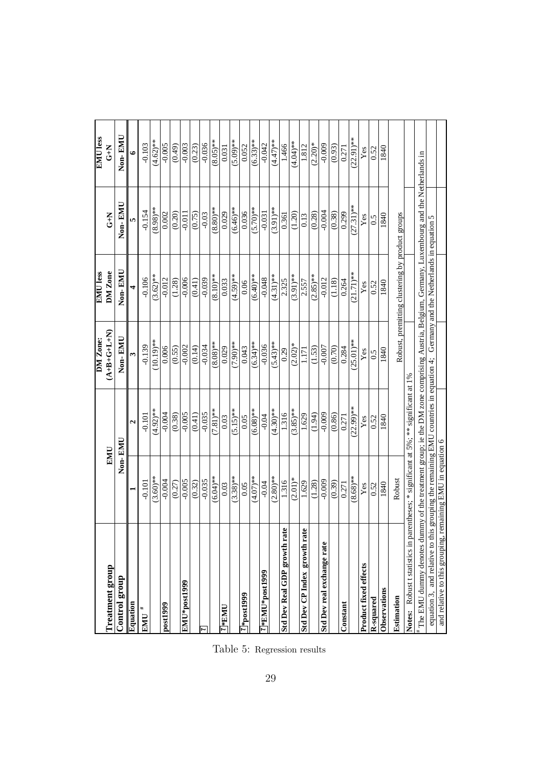| Treatment group | EMU | | DM Zone: (A+B+G+L+N) | EMU less DM Zone | G+N | EMU less G+N |
|---|---|---|---|---|---|---|
| Control group | Non-EMU | | Non-EMU | Non-EMU | Non-EMU | Non-EMU |
| Equation | 1 | 2 | 3 | 4 | 5 | 6 |
| EMU [#] | -0.101 | -0.101 | -0.139 | -0.106 | -0.154 | -0.103 |
| | (3.60)** | (4.92)** | (10.19)** | (3.62)** | (8.98)** | (4.62)** |
| post1999 | -0.004 | -0.004 | 0.006 | -0.012 | 0.002 | -0.005 |
| | (0.27) | (0.38) | (0.55) | (1.28) | (0.20) | (0.49) |
| EMU*post1999 | -0.005 | -0.005 | -0.002 | -0.006 | -0.011 | -0.003 |
| | (0.32) | (0.41) | (0.14) | (0.41) | (0.75) | (0.23) |
| Z | -0.035 | -0.035 | -0.034 | -0.039 | -0.03 | -0.036 |
| | (6.04)** | (7.81)** | (8.08)** | (8.10)** | (8.80)** | (8.05)** |
| Z*EMU | 0.03 | 0.03 | 0.029 | 0.033 | 0.029 | 0.031 |
| | (3.38)** | (5.15)** | (7.90)** | (4.59)** | (6.46)** | (5.09)** |
| Z*post1999 | 0.05 | 0.05 | 0.043 | 0.06 | 0.036 | 0.052 |
| | (4.07)** | (6.08)** | (6.34)** | (6.40)** | (5.70)** | (6.33)** |
| Z*EMU*post1999 | -0.04 | -0.04 | -0.036 | -0.048 | -0.031 | -0.042 |
| | (2.80)** | (4.30)** | (5.43)** | (4.31)** | (3.91)** | (4.47)** |
| Std Dev Real GDP growth rate | 1.316 | 1.316 | 0.29 | 2.325 | 0.361 | 1.466 |
| | (2.01)* | (3.85)** | (2.02)* | (3.91)** | (1.20) | (4.04)** |
| Std Dev CP Index growth rate | 1.629 | 1.629 | 1.171 | 2.557 | 0.13 | 1.812 |
| | (1.28) | (1.94) | (1.53) | (2.85)** | (0.28) | (2.20)* |
| Std Dev real exchange rate | -0.009 | -0.009 | -0.007 | -0.012 | -0.004 | -0.009 |
| | (0.39) | (0.86) | (0.70) | (1.18) | (0.38) | (0.93) |
| Constant | 0.271 | 0.271 | 0.284 | 0.264 | 0.299 | 0.271 |
| | (8.68)** | (22.99)** | (25.01)** | (21.71)** | (27.31)** | (22.91)** |
| Product fixed effects | Yes | Yes | Yes | Yes | Yes | Yes |
| R-squared | 0.52 | 0.52 | 0.5 | 0.52 | 0.5 | 0.52 |
| Observations | 1840 | 1840 | 1840 | 1840 | 1840 | 1840 |
| Estimation | Robust | Robust, premitting clustering by product groups | | | | |

**Notes:** Robust t statistics in parentheses; * significant at 5%; ** significant at 1%

[#] The EMU dummy denotes dummy of the treatment group; ie the DM zone comprising Austria, Belgium, Germany, Luxembourg and the Netherlands in equation 3, and relative to this grouping the remaining EMU countries in equation 4; Germany and the Netherlands in equation 5 and relative to this grouping, remaining EMU in equation 6

Table 5: Regression results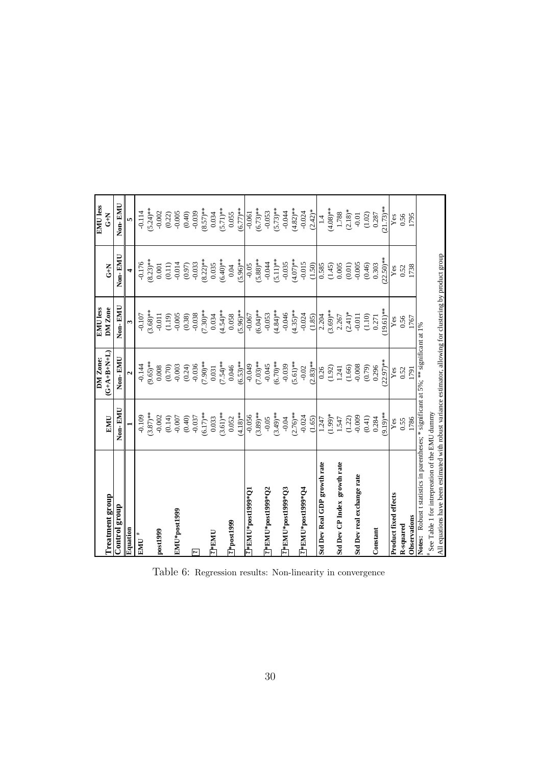| Treatment group | EMU | DM Zone: (G+A+B+N+L) | EMU less DM Zone | G+N | EMU less G+N |
|---|---|---|---|---|---|
| Control group | Non- EMU | Non- EMU | Non- EMU | Non- EMU | Non- EMU |
| Equation | 1 | 2 | 3 | 4 | 5 |
| EMU [#] | -0.109 | -0.144 | -0.107 | -0.176 | -0.114 |
| | (3.87)** | (9.65)** | (3.68)** | (8.23)** | (5.24)** |
| post1999 | -0.002 | 0.008 | -0.011 | 0.001 | -0.002 |
| | (0.14) | (0.70) | (1.19) | (0.11) | (0.22) |
| EMU*post1999 | -0.007 | -0.003 | -0.005 | -0.014 | -0.005 |
| | (0.40) | (0.24) | (0.38) | (0.97) | (0.40) |
| τ | -0.037 | -0.036 | -0.038 | -0.033 | -0.039 |
| | (6.17)** | (7.90)** | (7.30)** | (8.22)** | (8.57)** |
| τ*EMU | 0.033 | 0.031 | 0.034 | 0.035 | 0.034 |
| | (3.61)** | (7.54)** | (4.54)** | (6.40)** | (5.71)** |
| τ*post1999 | 0.052 | 0.046 | 0.058 | 0.04 | 0.055 |
| | (4.18)** | (6.53)** | (5.96)** | (5.96)** | (6.77)** |
| τ*EMU*post1999*Q1 | -0.056 | -0.049 | -0.067 | -0.05 | -0.061 |
| | (3.89)** | (7.03)** | (6.04)** | (5.88)** | (6.73)** |
| τ*EMU*post1999*Q2 | -0.05 | -0.045 | -0.053 | -0.044 | -0.053 |
| | (3.49)** | (6.70)** | (4.84)** | (5.11)** | (5.73)** |
| τ*EMU*post1999*Q3 | -0.04 | -0.039 | -0.046 | -0.035 | -0.044 |
| | (2.76)** | (5.61)** | (4.35)** | (4.07)** | (4.82)** |
| τ*EMU*post1999*Q4 | -0.024 | -0.02 | -0.024 | -0.015 | -0.024 |
| | (1.65) | (2.83)** | (1.85) | (1.50) | (2.42)* |
| Std Dev Real GDP growth rate | 1.247 | 0.26 | 2.204 | 0.585 | 1.4 |
| | (1.99)* | (1.92) | (3.69)** | (1.45) | (4.08)** |
| Std Dev CP Index growth rate | 1.547 | 1.241 | 2.267 | 0.005 | 1.788 |
| | (1.22) | (1.66) | (2.41)* | (0.01) | (2.18)* |
| Std Dev real exchange rate | -0.009 | -0.008 | -0.011 | -0.005 | -0.01 |
| | (0.41) | (0.79) | (1.10) | (0.46) | (1.02) |
| Constant | 0.284 | 0.296 | 0.271 | 0.303 | 0.287 |
| | (9.19)** | (22.97)** | (19.61)** | (22.50)** | (21.73)** |
| Product fixed effects | Yes | Yes | Yes | Yes | Yes |
| R-squared | 0.55 | 0.52 | 0.56 | 0.52 | 0.56 |
| Observations | 1786 | 1791 | 1767 | 1738 | 1795 |

**Notes:** Robust t statistics in parentheses; * significant at 5%; ** significant at 1%

[#] See Table 1 for intrepreation of the EMU dummy

All equations have been estimated with robust variance estimator, allowing for clustering by product group

Table 6: Regression results: Non-linearity in convergence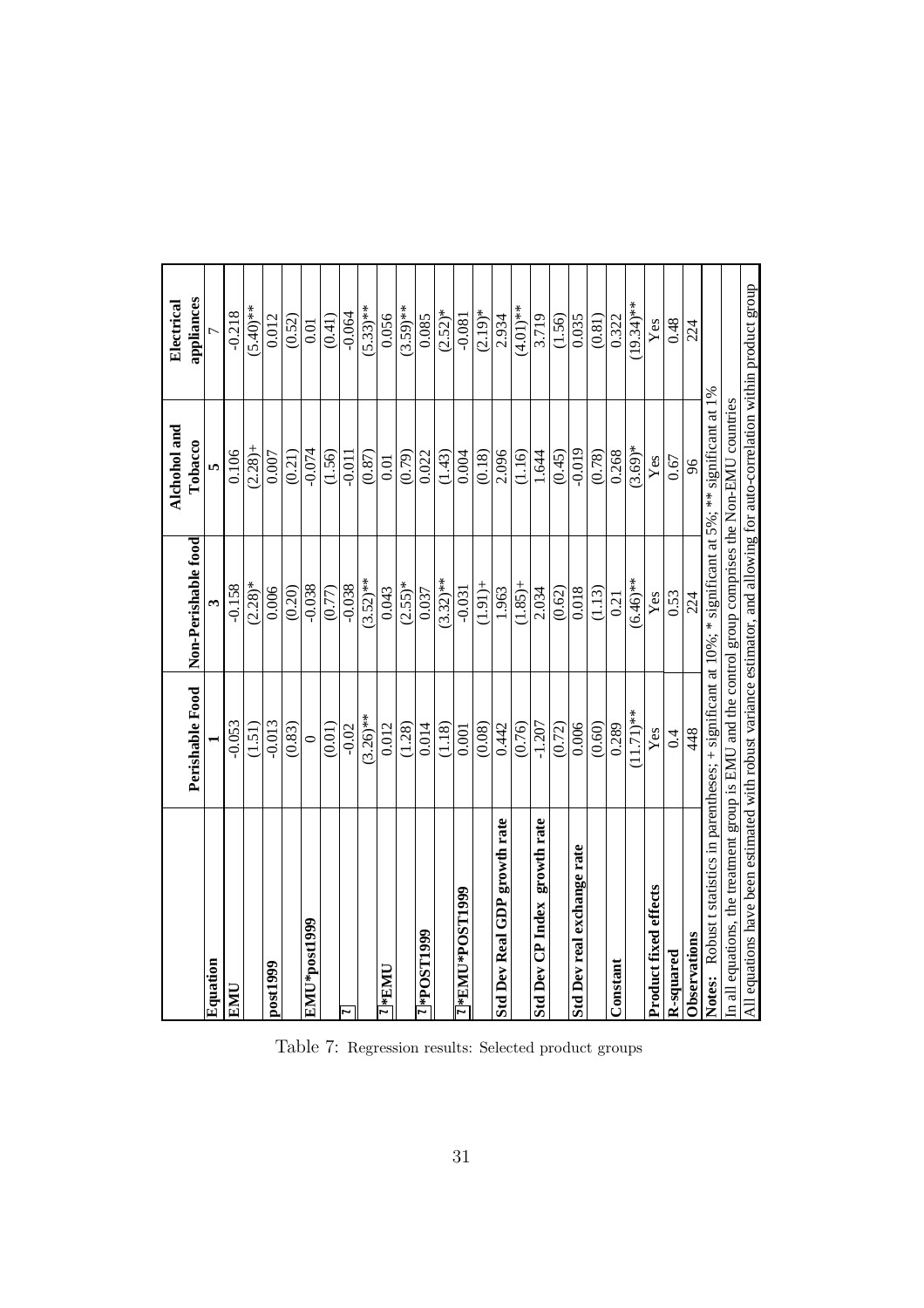| Equation | Perishable Food | Non-Perishable food | Alchohol and Tobacco | Electrical appliances |
|---|---|---|---|---|
| | 1 | 3 | 5 | 7 |
| EMU | -0.053 | -0.158 | 0.106 | -0.218 |
| | (1.51) | (2.28)* | (2.28)+ | (5.40)** |
| post1999 | -0.013 | 0.006 | 0.007 | 0.012 |
| | (0.83) | (0.20) | (0.21) | (0.52) |
| EMU*post1999 | 0 | -0.038 | -0.074 | 0.01 |
| | (0.01) | (0.77) | (1.56) | (0.41) |
| Z | -0.02 | -0.038 | -0.011 | -0.064 |
| | (3.26)** | (3.52)** | (0.87) | (5.33)** |
| Z*EMU | 0.012 | 0.043 | 0.01 | 0.056 |
| | (1.28) | (2.55)* | (0.79) | (3.59)** |
| Z*POST1999 | 0.014 | 0.037 | 0.022 | 0.085 |
| | (1.18) | (3.32)** | (1.43) | (2.52)* |
| Z*EMU*POST1999 | 0.001 | -0.031 | 0.004 | -0.081 |
| | (0.08) | (1.91)+ | (0.18) | (2.19)* |
| Std Dev Real GDP growth rate | 0.442 | 1.963 | 2.096 | 2.934 |
| | (0.76) | (1.85)+ | (1.16) | (4.01)** |
| Std Dev CP Index growth rate | -1.207 | 2.034 | 1.644 | 3.719 |
| | (0.72) | (0.62) | (0.45) | (1.56) |
| Std Dev real exchange rate | 0.006 | 0.018 | -0.019 | 0.035 |
| | (0.60) | (1.13) | (0.78) | (0.81) |
| Constant | 0.289 | 0.21 | 0.268 | 0.322 |
| | (11.71)** | (6.46)** | (3.69)* | (19.34)** |
| Product fixed effects | Yes | Yes | Yes | Yes |
| R-squared | 0.4 | 0.53 | 0.67 | 0.48 |
| Observations | 448 | 224 | 96 | 224 |

**Notes:** Robust t statistics in parentheses; + significant at 10%; * significant at 5%; ** significant at 1%

In all equations, the treatment group is EMU and the control group comprises the Non-EMU countries

All equations have been estimated with robust variance estimator, and allowing for auto-correlation within product group

Table 7: Regression results: Selected product groups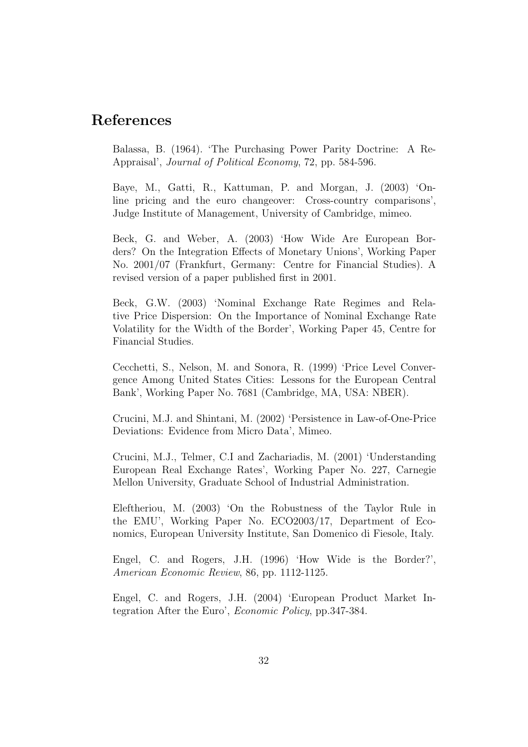# References

Balassa, B. (1964). 'The Purchasing Power Parity Doctrine: A Re-Appraisal', *Journal of Political Economy*, 72, pp. 584-596.

Baye, M., Gatti, R., Kattuman, P. and Morgan, J. (2003) 'Online pricing and the euro changeover: Cross-country comparisons', Judge Institute of Management, University of Cambridge, mimeo.

Beck, G. and Weber, A. (2003) 'How Wide Are European Borders? On the Integration Effects of Monetary Unions', Working Paper No. 2001/07 (Frankfurt, Germany: Centre for Financial Studies). A revised version of a paper published first in 2001.

Beck, G.W. (2003) 'Nominal Exchange Rate Regimes and Relative Price Dispersion: On the Importance of Nominal Exchange Rate Volatility for the Width of the Border', Working Paper 45, Centre for Financial Studies.

Cecchetti, S., Nelson, M. and Sonora, R. (1999) 'Price Level Convergence Among United States Cities: Lessons for the European Central Bank', Working Paper No. 7681 (Cambridge, MA, USA: NBER).

Crucini, M.J. and Shintani, M. (2002) 'Persistence in Law-of-One-Price Deviations: Evidence from Micro Data', Mimeo.

Crucini, M.J., Telmer, C.I and Zachariadis, M. (2001) 'Understanding European Real Exchange Rates', Working Paper No. 227, Carnegie Mellon University, Graduate School of Industrial Administration.

Eleftheriou, M. (2003) 'On the Robustness of the Taylor Rule in the EMU', Working Paper No. ECO2003/17, Department of Economics, European University Institute, San Domenico di Fiesole, Italy.

Engel, C. and Rogers, J.H. (1996) 'How Wide is the Border?', *American Economic Review*, 86, pp. 1112-1125.

Engel, C. and Rogers, J.H. (2004) 'European Product Market Integration After the Euro', *Economic Policy*, pp.347-384.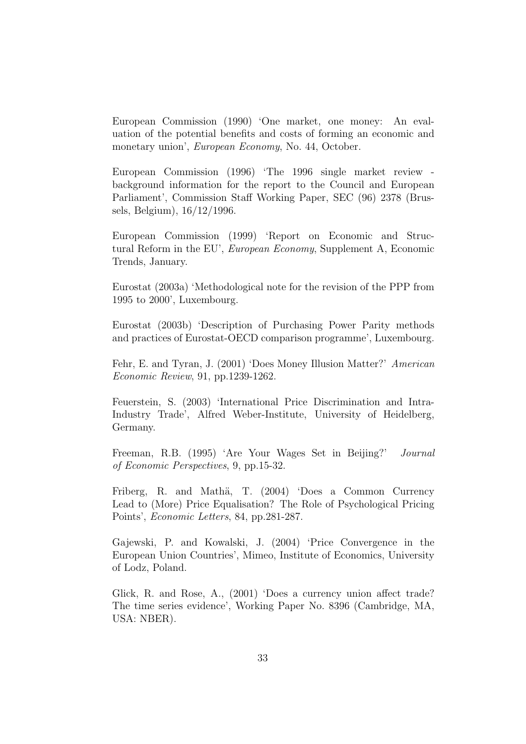European Commission (1990) 'One market, one money: An evaluation of the potential benefits and costs of forming an economic and monetary union', *European Economy*, No. 44, October.

European Commission (1996) 'The 1996 single market review - background information for the report to the Council and European Parliament', Commission Staff Working Paper, SEC (96) 2378 (Brussels, Belgium), 16/12/1996.

European Commission (1999) 'Report on Economic and Structural Reform in the EU', *European Economy*, Supplement A, Economic Trends, January.

Eurostat (2003a) 'Methodological note for the revision of the PPP from 1995 to 2000', Luxembourg.

Eurostat (2003b) 'Description of Purchasing Power Parity methods and practices of Eurostat-OECD comparison programme', Luxembourg.

Fehr, E. and Tyran, J. (2001) 'Does Money Illusion Matter?' *American Economic Review*, 91, pp.1239-1262.

Feuerstein, S. (2003) 'International Price Discrimination and Intra-Industry Trade', Alfred Weber-Institute, University of Heidelberg, Germany.

Freeman, R.B. (1995) 'Are Your Wages Set in Beijing?' *Journal of Economic Perspectives*, 9, pp.15-32.

Friberg, R. and Mathä, T. (2004) 'Does a Common Currency Lead to (More) Price Equalisation? The Role of Psychological Pricing Points', *Economic Letters*, 84, pp.281-287.

Gajewski, P. and Kowalski, J. (2004) 'Price Convergence in the European Union Countries', Mimeo, Institute of Economics, University of Lodz, Poland.

Glick, R. and Rose, A., (2001) 'Does a currency union affect trade? The time series evidence', Working Paper No. 8396 (Cambridge, MA, USA: NBER).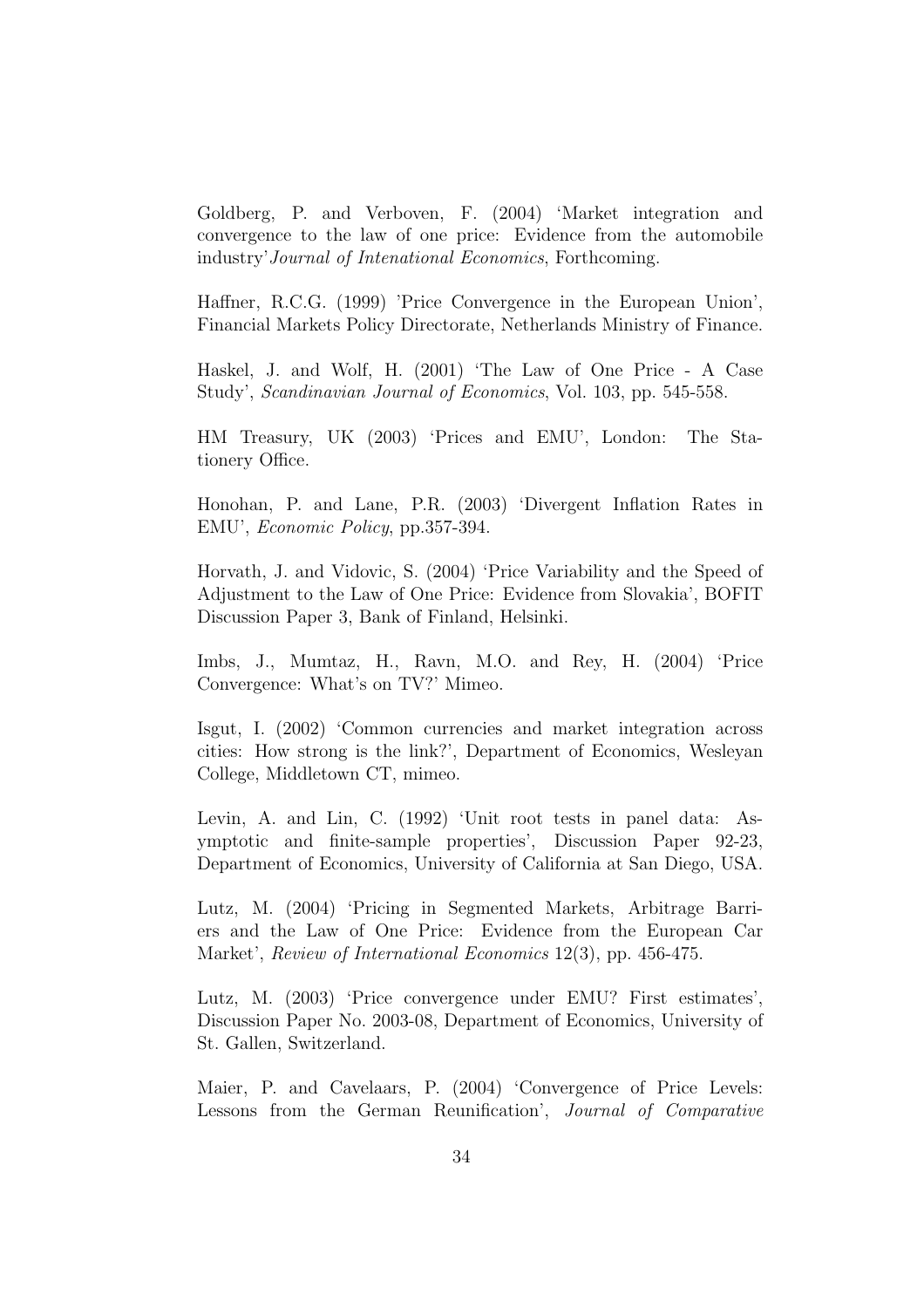Goldberg, P. and Verboven, F. (2004) 'Market integration and convergence to the law of one price: Evidence from the automobile industry'*Journal of Intenational Economics*, Forthcoming.

Haffner, R.C.G. (1999) 'Price Convergence in the European Union', Financial Markets Policy Directorate, Netherlands Ministry of Finance.

Haskel, J. and Wolf, H. (2001) 'The Law of One Price - A Case Study', *Scandinavian Journal of Economics*, Vol. 103, pp. 545-558.

HM Treasury, UK (2003) 'Prices and EMU', London: The Stationery Office.

Honohan, P. and Lane, P.R. (2003) 'Divergent Inflation Rates in EMU', *Economic Policy*, pp.357-394.

Horvath, J. and Vidovic, S. (2004) 'Price Variability and the Speed of Adjustment to the Law of One Price: Evidence from Slovakia', BOFIT Discussion Paper 3, Bank of Finland, Helsinki.

Imbs, J., Mumtaz, H., Ravn, M.O. and Rey, H. (2004) 'Price Convergence: What's on TV?' Mimeo.

Isgut, I. (2002) 'Common currencies and market integration across cities: How strong is the link?', Department of Economics, Wesleyan College, Middletown CT, mimeo.

Levin, A. and Lin, C. (1992) 'Unit root tests in panel data: Asymptotic and finite-sample properties', Discussion Paper 92-23, Department of Economics, University of California at San Diego, USA.

Lutz, M. (2004) 'Pricing in Segmented Markets, Arbitrage Barriers and the Law of One Price: Evidence from the European Car Market', *Review of International Economics* 12(3), pp. 456-475.

Lutz, M. (2003) 'Price convergence under EMU? First estimates', Discussion Paper No. 2003-08, Department of Economics, University of St. Gallen, Switzerland.

Maier, P. and Cavelaars, P. (2004) 'Convergence of Price Levels: Lessons from the German Reunification', *Journal of Comparative*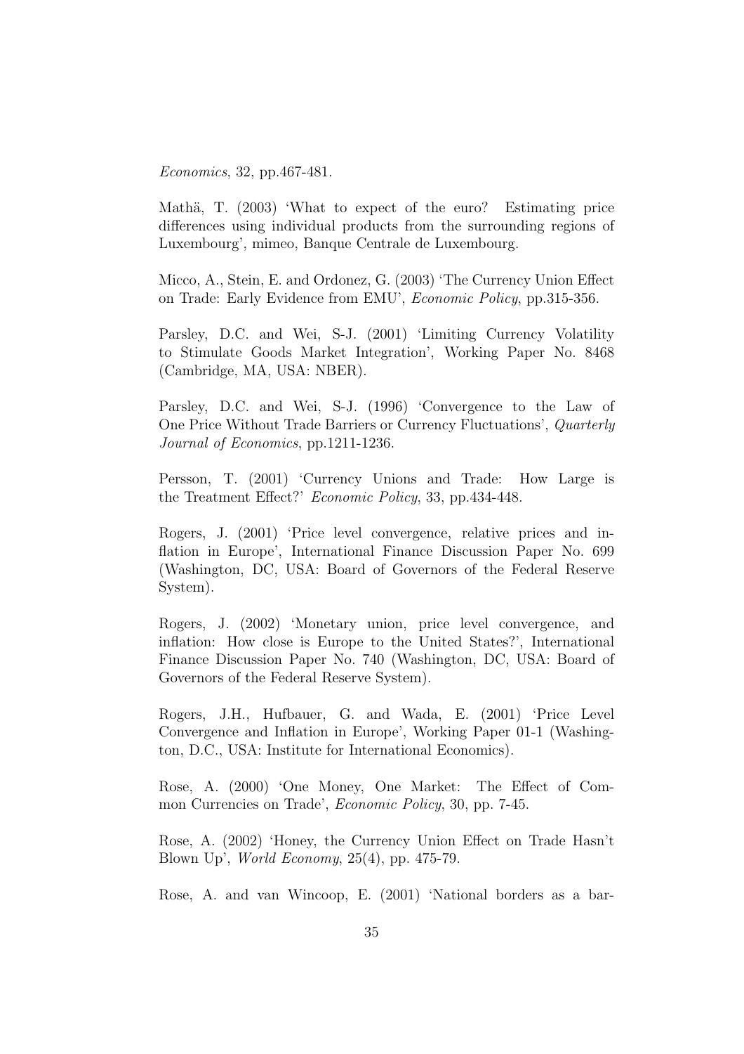*Economics*, 32, pp.467-481.

Mathä, T. (2003) 'What to expect of the euro? Estimating price differences using individual products from the surrounding regions of Luxembourg', mimeo, Banque Centrale de Luxembourg.

Micco, A., Stein, E. and Ordonez, G. (2003) 'The Currency Union Effect on Trade: Early Evidence from EMU', *Economic Policy*, pp.315-356.

Parsley, D.C. and Wei, S-J. (2001) 'Limiting Currency Volatility to Stimulate Goods Market Integration', Working Paper No. 8468 (Cambridge, MA, USA: NBER).

Parsley, D.C. and Wei, S-J. (1996) 'Convergence to the Law of One Price Without Trade Barriers or Currency Fluctuations', *Quarterly Journal of Economics*, pp.1211-1236.

Persson, T. (2001) 'Currency Unions and Trade: How Large is the Treatment Effect?' *Economic Policy*, 33, pp.434-448.

Rogers, J. (2001) 'Price level convergence, relative prices and inflation in Europe', International Finance Discussion Paper No. 699 (Washington, DC, USA: Board of Governors of the Federal Reserve System).

Rogers, J. (2002) 'Monetary union, price level convergence, and inflation: How close is Europe to the United States?', International Finance Discussion Paper No. 740 (Washington, DC, USA: Board of Governors of the Federal Reserve System).

Rogers, J.H., Hufbauer, G. and Wada, E. (2001) 'Price Level Convergence and Inflation in Europe', Working Paper 01-1 (Washington, D.C., USA: Institute for International Economics).

Rose, A. (2000) 'One Money, One Market: The Effect of Common Currencies on Trade', *Economic Policy*, 30, pp. 7-45.

Rose, A. (2002) 'Honey, the Currency Union Effect on Trade Hasn't Blown Up', *World Economy*, 25(4), pp. 475-79.

Rose, A. and van Wincoop, E. (2001) 'National borders as a bar-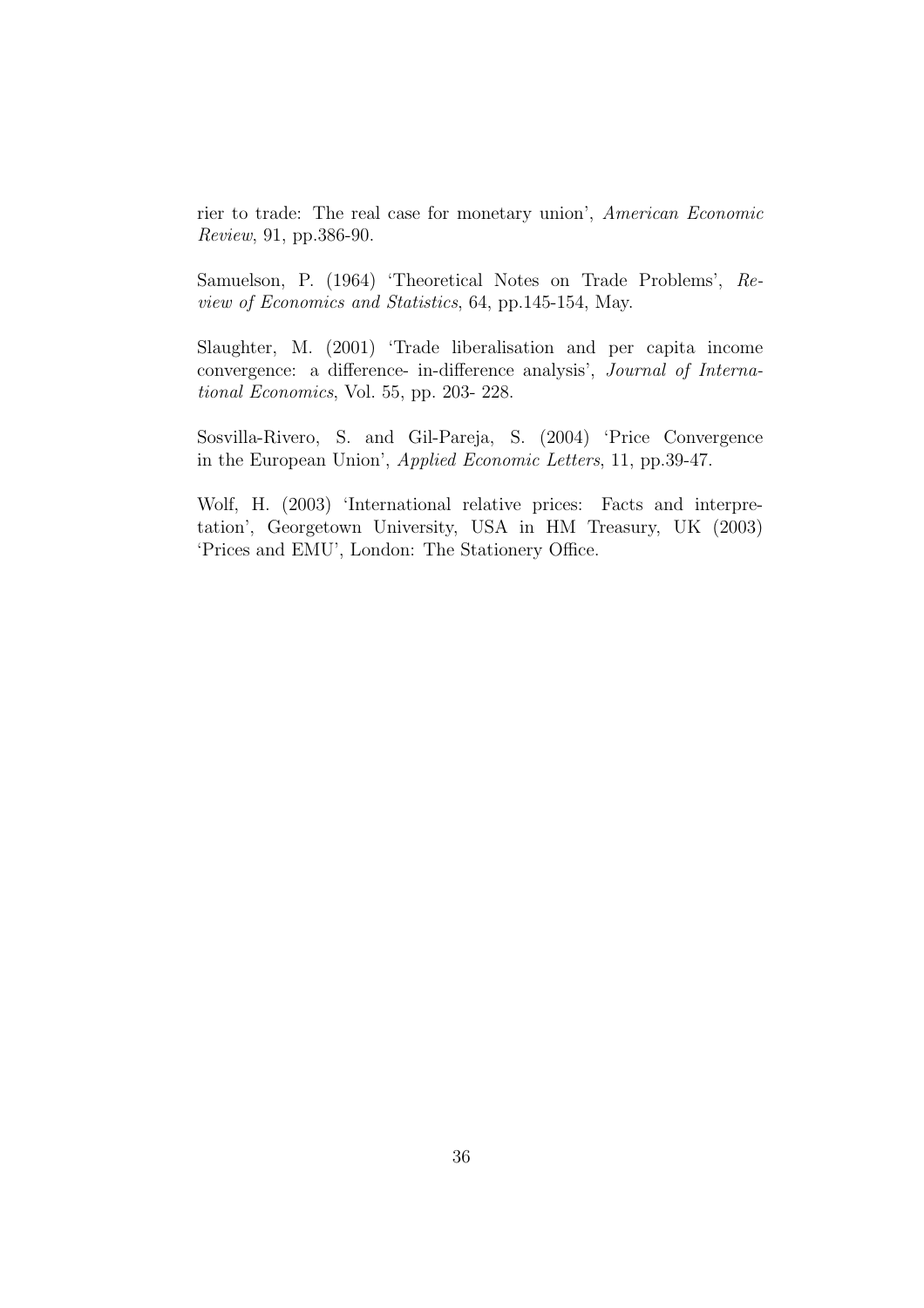rier to trade: The real case for monetary union', *American Economic Review*, 91, pp.386-90.

Samuelson, P. (1964) 'Theoretical Notes on Trade Problems', *Review of Economics and Statistics*, 64, pp.145-154, May.

Slaughter, M. (2001) 'Trade liberalisation and per capita income convergence: a difference- in-difference analysis', *Journal of International Economics*, Vol. 55, pp. 203- 228.

Sosvilla-Rivero, S. and Gil-Pareja, S. (2004) 'Price Convergence in the European Union', *Applied Economic Letters*, 11, pp.39-47.

Wolf, H. (2003) 'International relative prices: Facts and interpretation', Georgetown University, USA in HM Treasury, UK (2003) 'Prices and EMU', London: The Stationery Office.